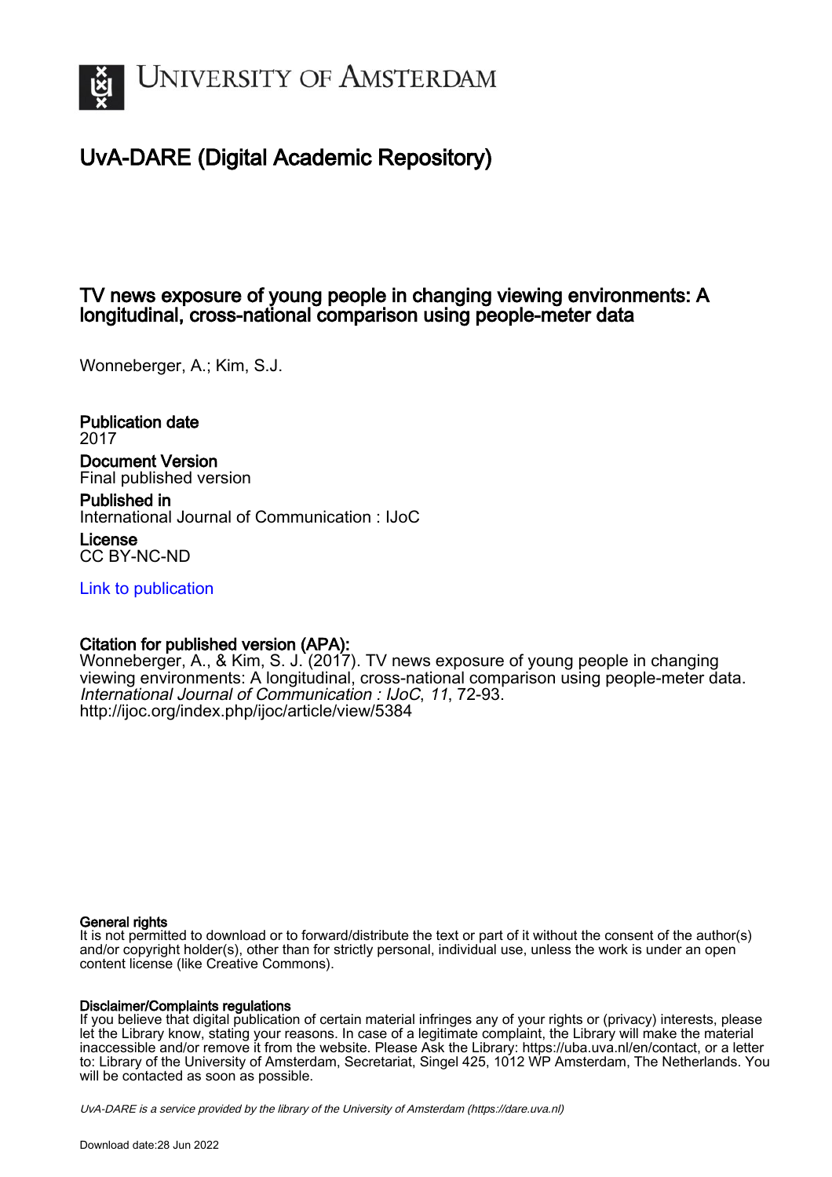# UvA-DARE (Digital Academic Repository)

## TV news exposure of young people in changing viewing environments: A longitudinal, cross-national comparison using people-meter data

Wonneberger, A.; Kim, S.J.

**Publication date**
2017

**Document Version**
Final published version

**Published in**
International Journal of Communication : IJoC

**License**
CC BY-NC-ND

Link to publication

**Citation for published version (APA):**
Wonneberger, A., & Kim, S. J. (2017). TV news exposure of young people in changing viewing environments: A longitudinal, cross-national comparison using people-meter data. *International Journal of Communication : IJoC*, *11*, 72-93.
http://ijoc.org/index.php/ijoc/article/view/5384

**General rights**
It is not permitted to download or to forward/distribute the text or part of it without the consent of the author(s) and/or copyright holder(s), other than for strictly personal, individual use, unless the work is under an open content license (like Creative Commons).

**Disclaimer/Complaints regulations**
If you believe that digital publication of certain material infringes any of your rights or (privacy) interests, please let the Library know, stating your reasons. In case of a legitimate complaint, the Library will make the material inaccessible and/or remove it from the website. Please Ask the Library: https://uba.uva.nl/en/contact, or a letter to: Library of the University of Amsterdam, Secretariat, Singel 425, 1012 WP Amsterdam, The Netherlands. You will be contacted as soon as possible.

UvA-DARE is a service provided by the library of the University of Amsterdam (https://dare.uva.nl)

Download date:28 Jun 2022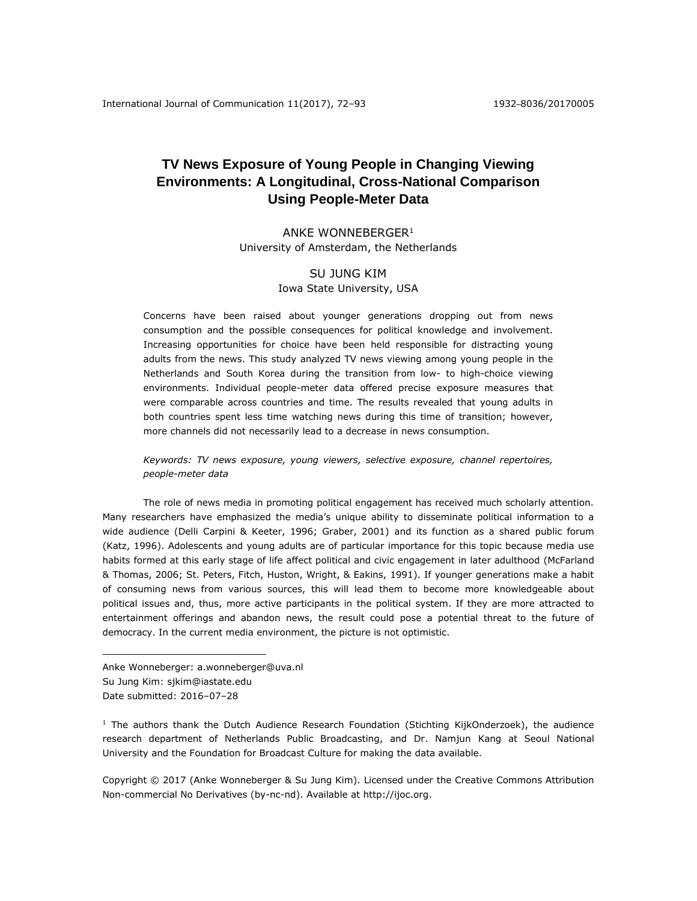# TV News Exposure of Young People in Changing Viewing Environments: A Longitudinal, Cross-National Comparison Using People-Meter Data

ANKE WONNEBERGER[1]
University of Amsterdam, the Netherlands

SU JUNG KIM
Iowa State University, USA

Concerns have been raised about younger generations dropping out from news consumption and the possible consequences for political knowledge and involvement. Increasing opportunities for choice have been held responsible for distracting young adults from the news. This study analyzed TV news viewing among young people in the Netherlands and South Korea during the transition from low- to high-choice viewing environments. Individual people-meter data offered precise exposure measures that were comparable across countries and time. The results revealed that young adults in both countries spent less time watching news during this time of transition; however, more channels did not necessarily lead to a decrease in news consumption.

*Keywords: TV news exposure, young viewers, selective exposure, channel repertoires, people-meter data*

The role of news media in promoting political engagement has received much scholarly attention. Many researchers have emphasized the media's unique ability to disseminate political information to a wide audience (Delli Carpini & Keeter, 1996; Graber, 2001) and its function as a shared public forum (Katz, 1996). Adolescents and young adults are of particular importance for this topic because media use habits formed at this early stage of life affect political and civic engagement in later adulthood (McFarland & Thomas, 2006; St. Peters, Fitch, Huston, Wright, & Eakins, 1991). If younger generations make a habit of consuming news from various sources, this will lead them to become more knowledgeable about political issues and, thus, more active participants in the political system. If they are more attracted to entertainment offerings and abandon news, the result could pose a potential threat to the future of democracy. In the current media environment, the picture is not optimistic.

---

Anke Wonneberger: a.wonneberger@uva.nl
Su Jung Kim: sjkim@iastate.edu
Date submitted: 2016–07–28

[1] The authors thank the Dutch Audience Research Foundation (Stichting KijkOnderzoek), the audience research department of Netherlands Public Broadcasting, and Dr. Namjun Kang at Seoul National University and the Foundation for Broadcast Culture for making the data available.

Copyright © 2017 (Anke Wonneberger & Su Jung Kim). Licensed under the Creative Commons Attribution Non-commercial No Derivatives (by-nc-nd). Available at http://ijoc.org.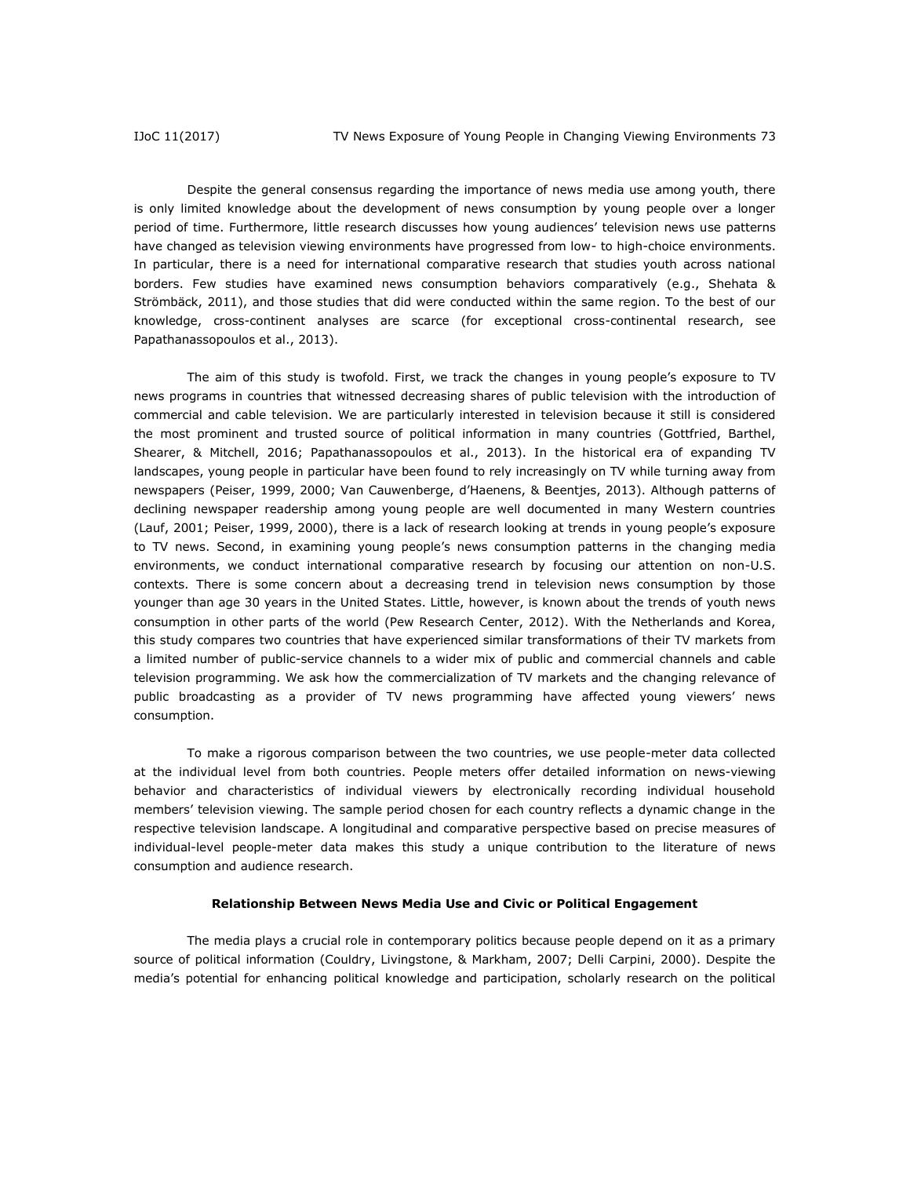Despite the general consensus regarding the importance of news media use among youth, there is only limited knowledge about the development of news consumption by young people over a longer period of time. Furthermore, little research discusses how young audiences' television news use patterns have changed as television viewing environments have progressed from low- to high-choice environments. In particular, there is a need for international comparative research that studies youth across national borders. Few studies have examined news consumption behaviors comparatively (e.g., Shehata & Strömbäck, 2011), and those studies that did were conducted within the same region. To the best of our knowledge, cross-continent analyses are scarce (for exceptional cross-continental research, see Papathanassopoulos et al., 2013).

The aim of this study is twofold. First, we track the changes in young people's exposure to TV news programs in countries that witnessed decreasing shares of public television with the introduction of commercial and cable television. We are particularly interested in television because it still is considered the most prominent and trusted source of political information in many countries (Gottfried, Barthel, Shearer, & Mitchell, 2016; Papathanassopoulos et al., 2013). In the historical era of expanding TV landscapes, young people in particular have been found to rely increasingly on TV while turning away from newspapers (Peiser, 1999, 2000; Van Cauwenberge, d'Haenens, & Beentjes, 2013). Although patterns of declining newspaper readership among young people are well documented in many Western countries (Lauf, 2001; Peiser, 1999, 2000), there is a lack of research looking at trends in young people's exposure to TV news. Second, in examining young people's news consumption patterns in the changing media environments, we conduct international comparative research by focusing our attention on non-U.S. contexts. There is some concern about a decreasing trend in television news consumption by those younger than age 30 years in the United States. Little, however, is known about the trends of youth news consumption in other parts of the world (Pew Research Center, 2012). With the Netherlands and Korea, this study compares two countries that have experienced similar transformations of their TV markets from a limited number of public-service channels to a wider mix of public and commercial channels and cable television programming. We ask how the commercialization of TV markets and the changing relevance of public broadcasting as a provider of TV news programming have affected young viewers' news consumption.

To make a rigorous comparison between the two countries, we use people-meter data collected at the individual level from both countries. People meters offer detailed information on news-viewing behavior and characteristics of individual viewers by electronically recording individual household members' television viewing. The sample period chosen for each country reflects a dynamic change in the respective television landscape. A longitudinal and comparative perspective based on precise measures of individual-level people-meter data makes this study a unique contribution to the literature of news consumption and audience research.

## Relationship Between News Media Use and Civic or Political Engagement

The media plays a crucial role in contemporary politics because people depend on it as a primary source of political information (Couldry, Livingstone, & Markham, 2007; Delli Carpini, 2000). Despite the media's potential for enhancing political knowledge and participation, scholarly research on the political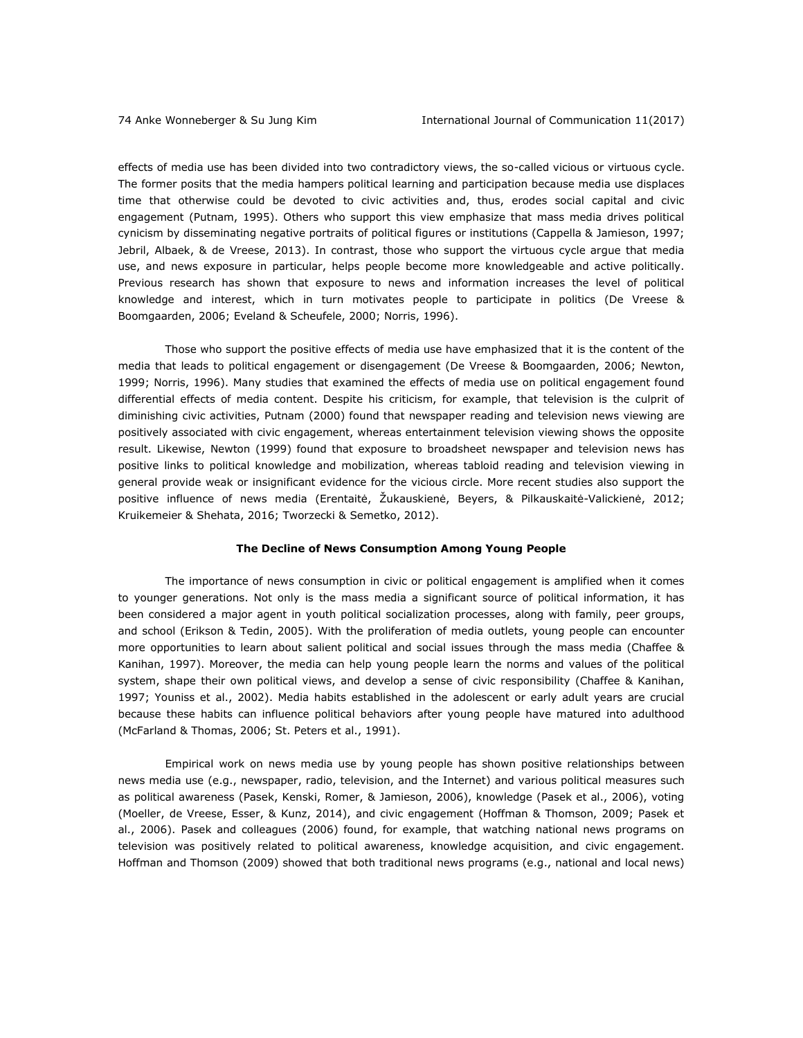effects of media use has been divided into two contradictory views, the so-called vicious or virtuous cycle. The former posits that the media hampers political learning and participation because media use displaces time that otherwise could be devoted to civic activities and, thus, erodes social capital and civic engagement (Putnam, 1995). Others who support this view emphasize that mass media drives political cynicism by disseminating negative portraits of political figures or institutions (Cappella & Jamieson, 1997; Jebril, Albaek, & de Vreese, 2013). In contrast, those who support the virtuous cycle argue that media use, and news exposure in particular, helps people become more knowledgeable and active politically. Previous research has shown that exposure to news and information increases the level of political knowledge and interest, which in turn motivates people to participate in politics (De Vreese & Boomgaarden, 2006; Eveland & Scheufele, 2000; Norris, 1996).

Those who support the positive effects of media use have emphasized that it is the content of the media that leads to political engagement or disengagement (De Vreese & Boomgaarden, 2006; Newton, 1999; Norris, 1996). Many studies that examined the effects of media use on political engagement found differential effects of media content. Despite his criticism, for example, that television is the culprit of diminishing civic activities, Putnam (2000) found that newspaper reading and television news viewing are positively associated with civic engagement, whereas entertainment television viewing shows the opposite result. Likewise, Newton (1999) found that exposure to broadsheet newspaper and television news has positive links to political knowledge and mobilization, whereas tabloid reading and television viewing in general provide weak or insignificant evidence for the vicious circle. More recent studies also support the positive influence of news media (Erentaitė, Žukauskienė, Beyers, & Pilkauskaitė-Valickienė, 2012; Kruikemeier & Shehata, 2016; Tworzecki & Semetko, 2012).

## The Decline of News Consumption Among Young People

The importance of news consumption in civic or political engagement is amplified when it comes to younger generations. Not only is the mass media a significant source of political information, it has been considered a major agent in youth political socialization processes, along with family, peer groups, and school (Erikson & Tedin, 2005). With the proliferation of media outlets, young people can encounter more opportunities to learn about salient political and social issues through the mass media (Chaffee & Kanihan, 1997). Moreover, the media can help young people learn the norms and values of the political system, shape their own political views, and develop a sense of civic responsibility (Chaffee & Kanihan, 1997; Youniss et al., 2002). Media habits established in the adolescent or early adult years are crucial because these habits can influence political behaviors after young people have matured into adulthood (McFarland & Thomas, 2006; St. Peters et al., 1991).

Empirical work on news media use by young people has shown positive relationships between news media use (e.g., newspaper, radio, television, and the Internet) and various political measures such as political awareness (Pasek, Kenski, Romer, & Jamieson, 2006), knowledge (Pasek et al., 2006), voting (Moeller, de Vreese, Esser, & Kunz, 2014), and civic engagement (Hoffman & Thomson, 2009; Pasek et al., 2006). Pasek and colleagues (2006) found, for example, that watching national news programs on television was positively related to political awareness, knowledge acquisition, and civic engagement. Hoffman and Thomson (2009) showed that both traditional news programs (e.g., national and local news)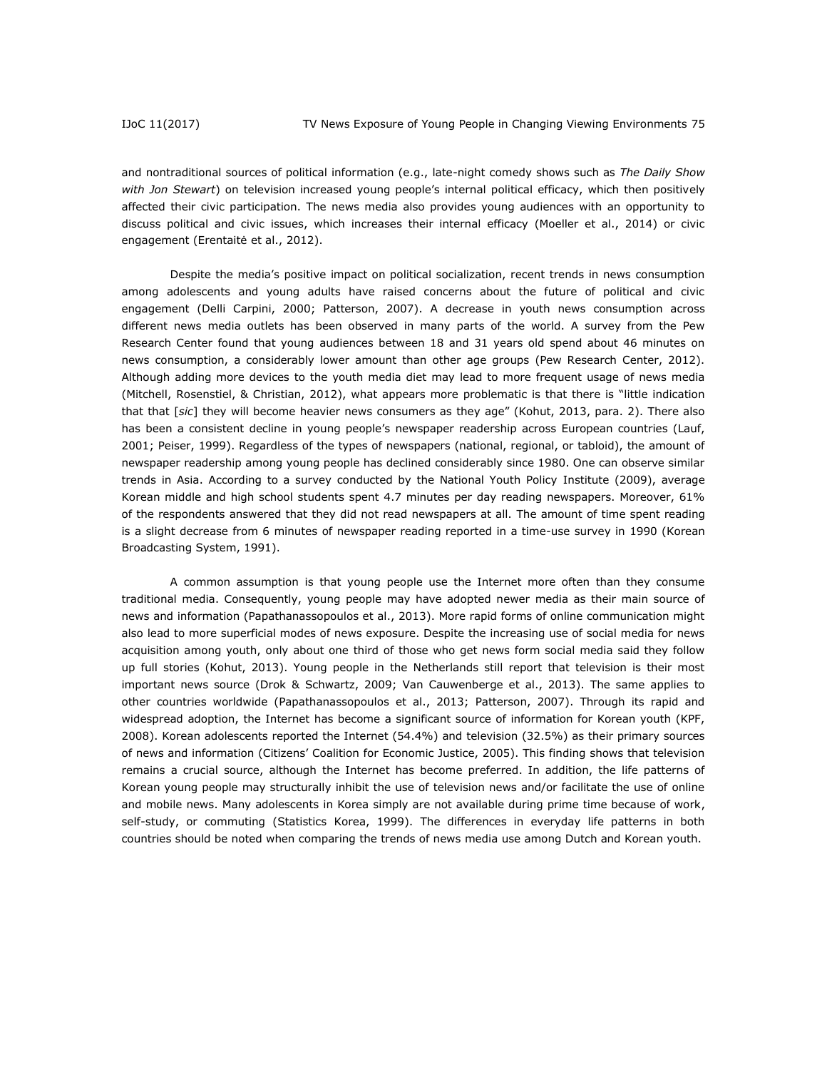and nontraditional sources of political information (e.g., late-night comedy shows such as *The Daily Show with Jon Stewart*) on television increased young people's internal political efficacy, which then positively affected their civic participation. The news media also provides young audiences with an opportunity to discuss political and civic issues, which increases their internal efficacy (Moeller et al., 2014) or civic engagement (Erentaitė et al., 2012).

Despite the media's positive impact on political socialization, recent trends in news consumption among adolescents and young adults have raised concerns about the future of political and civic engagement (Delli Carpini, 2000; Patterson, 2007). A decrease in youth news consumption across different news media outlets has been observed in many parts of the world. A survey from the Pew Research Center found that young audiences between 18 and 31 years old spend about 46 minutes on news consumption, a considerably lower amount than other age groups (Pew Research Center, 2012). Although adding more devices to the youth media diet may lead to more frequent usage of news media (Mitchell, Rosenstiel, & Christian, 2012), what appears more problematic is that there is "little indication that that [*sic*] they will become heavier news consumers as they age" (Kohut, 2013, para. 2). There also has been a consistent decline in young people's newspaper readership across European countries (Lauf, 2001; Peiser, 1999). Regardless of the types of newspapers (national, regional, or tabloid), the amount of newspaper readership among young people has declined considerably since 1980. One can observe similar trends in Asia. According to a survey conducted by the National Youth Policy Institute (2009), average Korean middle and high school students spent 4.7 minutes per day reading newspapers. Moreover, 61% of the respondents answered that they did not read newspapers at all. The amount of time spent reading is a slight decrease from 6 minutes of newspaper reading reported in a time-use survey in 1990 (Korean Broadcasting System, 1991).

A common assumption is that young people use the Internet more often than they consume traditional media. Consequently, young people may have adopted newer media as their main source of news and information (Papathanassopoulos et al., 2013). More rapid forms of online communication might also lead to more superficial modes of news exposure. Despite the increasing use of social media for news acquisition among youth, only about one third of those who get news form social media said they follow up full stories (Kohut, 2013). Young people in the Netherlands still report that television is their most important news source (Drok & Schwartz, 2009; Van Cauwenberge et al., 2013). The same applies to other countries worldwide (Papathanassopoulos et al., 2013; Patterson, 2007). Through its rapid and widespread adoption, the Internet has become a significant source of information for Korean youth (KPF, 2008). Korean adolescents reported the Internet (54.4%) and television (32.5%) as their primary sources of news and information (Citizens' Coalition for Economic Justice, 2005). This finding shows that television remains a crucial source, although the Internet has become preferred. In addition, the life patterns of Korean young people may structurally inhibit the use of television news and/or facilitate the use of online and mobile news. Many adolescents in Korea simply are not available during prime time because of work, self-study, or commuting (Statistics Korea, 1999). The differences in everyday life patterns in both countries should be noted when comparing the trends of news media use among Dutch and Korean youth.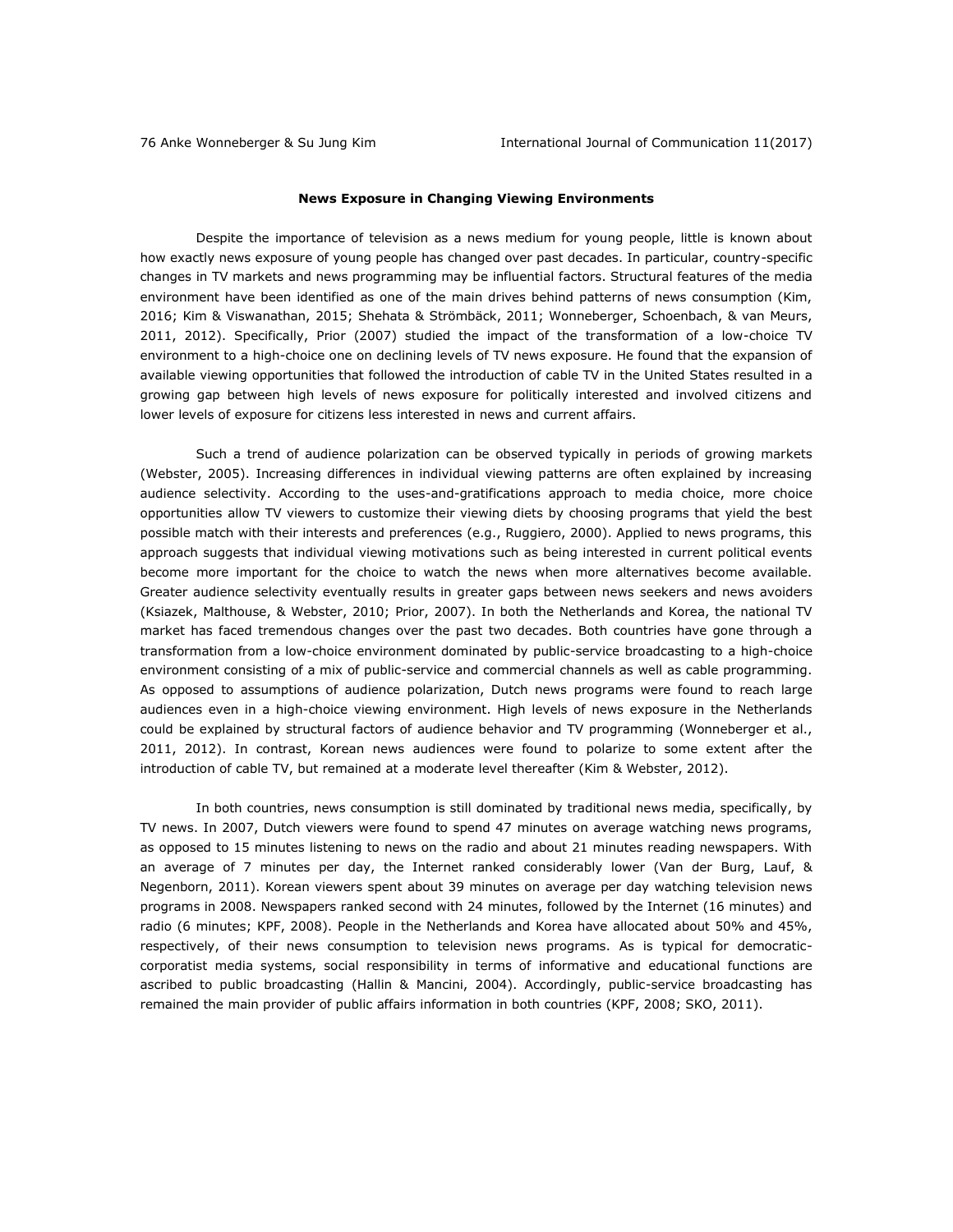### News Exposure in Changing Viewing Environments

Despite the importance of television as a news medium for young people, little is known about how exactly news exposure of young people has changed over past decades. In particular, country-specific changes in TV markets and news programming may be influential factors. Structural features of the media environment have been identified as one of the main drives behind patterns of news consumption (Kim, 2016; Kim & Viswanathan, 2015; Shehata & Strömbäck, 2011; Wonneberger, Schoenbach, & van Meurs, 2011, 2012). Specifically, Prior (2007) studied the impact of the transformation of a low-choice TV environment to a high-choice one on declining levels of TV news exposure. He found that the expansion of available viewing opportunities that followed the introduction of cable TV in the United States resulted in a growing gap between high levels of news exposure for politically interested and involved citizens and lower levels of exposure for citizens less interested in news and current affairs.

Such a trend of audience polarization can be observed typically in periods of growing markets (Webster, 2005). Increasing differences in individual viewing patterns are often explained by increasing audience selectivity. According to the uses-and-gratifications approach to media choice, more choice opportunities allow TV viewers to customize their viewing diets by choosing programs that yield the best possible match with their interests and preferences (e.g., Ruggiero, 2000). Applied to news programs, this approach suggests that individual viewing motivations such as being interested in current political events become more important for the choice to watch the news when more alternatives become available. Greater audience selectivity eventually results in greater gaps between news seekers and news avoiders (Ksiazek, Malthouse, & Webster, 2010; Prior, 2007). In both the Netherlands and Korea, the national TV market has faced tremendous changes over the past two decades. Both countries have gone through a transformation from a low-choice environment dominated by public-service broadcasting to a high-choice environment consisting of a mix of public-service and commercial channels as well as cable programming. As opposed to assumptions of audience polarization, Dutch news programs were found to reach large audiences even in a high-choice viewing environment. High levels of news exposure in the Netherlands could be explained by structural factors of audience behavior and TV programming (Wonneberger et al., 2011, 2012). In contrast, Korean news audiences were found to polarize to some extent after the introduction of cable TV, but remained at a moderate level thereafter (Kim & Webster, 2012).

In both countries, news consumption is still dominated by traditional news media, specifically, by TV news. In 2007, Dutch viewers were found to spend 47 minutes on average watching news programs, as opposed to 15 minutes listening to news on the radio and about 21 minutes reading newspapers. With an average of 7 minutes per day, the Internet ranked considerably lower (Van der Burg, Lauf, & Negenborn, 2011). Korean viewers spent about 39 minutes on average per day watching television news programs in 2008. Newspapers ranked second with 24 minutes, followed by the Internet (16 minutes) and radio (6 minutes; KPF, 2008). People in the Netherlands and Korea have allocated about 50% and 45%, respectively, of their news consumption to television news programs. As is typical for democratic-corporatist media systems, social responsibility in terms of informative and educational functions are ascribed to public broadcasting (Hallin & Mancini, 2004). Accordingly, public-service broadcasting has remained the main provider of public affairs information in both countries (KPF, 2008; SKO, 2011).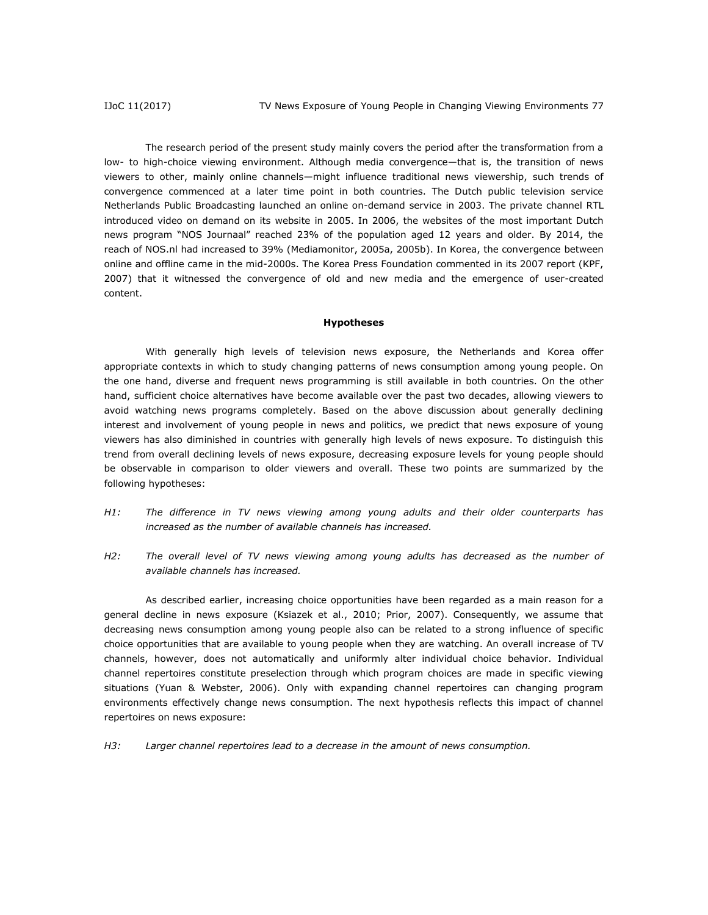The research period of the present study mainly covers the period after the transformation from a low- to high-choice viewing environment. Although media convergence—that is, the transition of news viewers to other, mainly online channels—might influence traditional news viewership, such trends of convergence commenced at a later time point in both countries. The Dutch public television service Netherlands Public Broadcasting launched an online on-demand service in 2003. The private channel RTL introduced video on demand on its website in 2005. In 2006, the websites of the most important Dutch news program "NOS Journaal" reached 23% of the population aged 12 years and older. By 2014, the reach of NOS.nl had increased to 39% (Mediamonitor, 2005a, 2005b). In Korea, the convergence between online and offline came in the mid-2000s. The Korea Press Foundation commented in its 2007 report (KPF, 2007) that it witnessed the convergence of old and new media and the emergence of user-created content.

## Hypotheses

With generally high levels of television news exposure, the Netherlands and Korea offer appropriate contexts in which to study changing patterns of news consumption among young people. On the one hand, diverse and frequent news programming is still available in both countries. On the other hand, sufficient choice alternatives have become available over the past two decades, allowing viewers to avoid watching news programs completely. Based on the above discussion about generally declining interest and involvement of young people in news and politics, we predict that news exposure of young viewers has also diminished in countries with generally high levels of news exposure. To distinguish this trend from overall declining levels of news exposure, decreasing exposure levels for young people should be observable in comparison to older viewers and overall. These two points are summarized by the following hypotheses:

*H1:* *The difference in TV news viewing among young adults and their older counterparts has increased as the number of available channels has increased.*

*H2:* *The overall level of TV news viewing among young adults has decreased as the number of available channels has increased.*

As described earlier, increasing choice opportunities have been regarded as a main reason for a general decline in news exposure (Ksiazek et al., 2010; Prior, 2007). Consequently, we assume that decreasing news consumption among young people also can be related to a strong influence of specific choice opportunities that are available to young people when they are watching. An overall increase of TV channels, however, does not automatically and uniformly alter individual choice behavior. Individual channel repertoires constitute preselection through which program choices are made in specific viewing situations (Yuan & Webster, 2006). Only with expanding channel repertoires can changing program environments effectively change news consumption. The next hypothesis reflects this impact of channel repertoires on news exposure:

*H3:* *Larger channel repertoires lead to a decrease in the amount of news consumption.*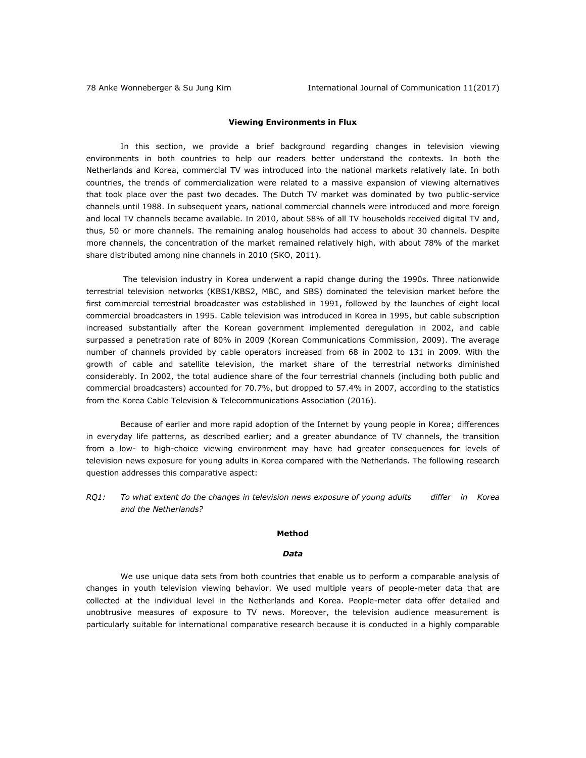## Viewing Environments in Flux

In this section, we provide a brief background regarding changes in television viewing environments in both countries to help our readers better understand the contexts. In both the Netherlands and Korea, commercial TV was introduced into the national markets relatively late. In both countries, the trends of commercialization were related to a massive expansion of viewing alternatives that took place over the past two decades. The Dutch TV market was dominated by two public-service channels until 1988. In subsequent years, national commercial channels were introduced and more foreign and local TV channels became available. In 2010, about 58% of all TV households received digital TV and, thus, 50 or more channels. The remaining analog households had access to about 30 channels. Despite more channels, the concentration of the market remained relatively high, with about 78% of the market share distributed among nine channels in 2010 (SKO, 2011).

The television industry in Korea underwent a rapid change during the 1990s. Three nationwide terrestrial television networks (KBS1/KBS2, MBC, and SBS) dominated the television market before the first commercial terrestrial broadcaster was established in 1991, followed by the launches of eight local commercial broadcasters in 1995. Cable television was introduced in Korea in 1995, but cable subscription increased substantially after the Korean government implemented deregulation in 2002, and cable surpassed a penetration rate of 80% in 2009 (Korean Communications Commission, 2009). The average number of channels provided by cable operators increased from 68 in 2002 to 131 in 2009. With the growth of cable and satellite television, the market share of the terrestrial networks diminished considerably. In 2002, the total audience share of the four terrestrial channels (including both public and commercial broadcasters) accounted for 70.7%, but dropped to 57.4% in 2007, according to the statistics from the Korea Cable Television & Telecommunications Association (2016).

Because of earlier and more rapid adoption of the Internet by young people in Korea; differences in everyday life patterns, as described earlier; and a greater abundance of TV channels, the transition from a low- to high-choice viewing environment may have had greater consequences for levels of television news exposure for young adults in Korea compared with the Netherlands. The following research question addresses this comparative aspect:

*RQ1: To what extent do the changes in television news exposure of young adults differ in Korea and the Netherlands?*

## Method

### *Data*

We use unique data sets from both countries that enable us to perform a comparable analysis of changes in youth television viewing behavior. We used multiple years of people-meter data that are collected at the individual level in the Netherlands and Korea. People-meter data offer detailed and unobtrusive measures of exposure to TV news. Moreover, the television audience measurement is particularly suitable for international comparative research because it is conducted in a highly comparable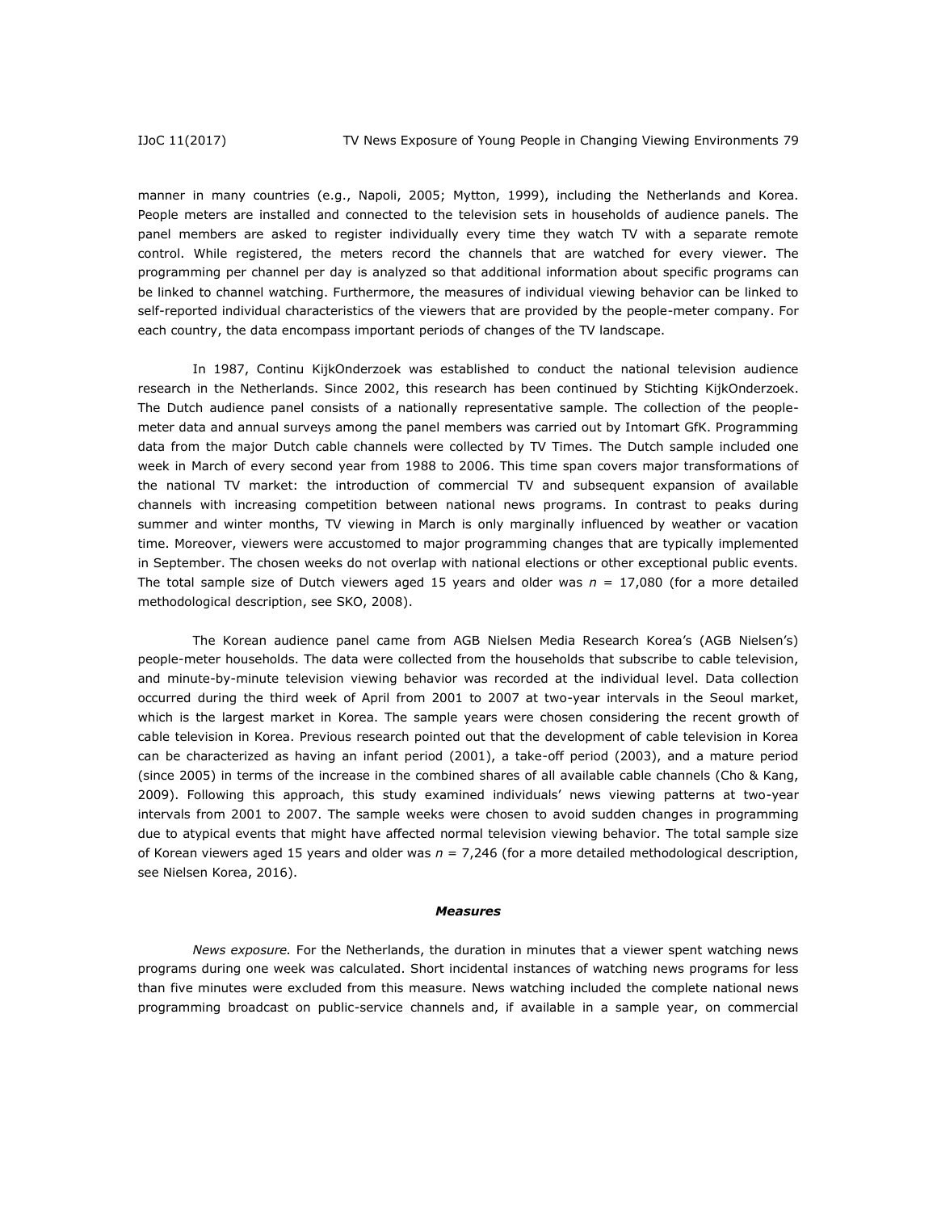manner in many countries (e.g., Napoli, 2005; Mytton, 1999), including the Netherlands and Korea. People meters are installed and connected to the television sets in households of audience panels. The panel members are asked to register individually every time they watch TV with a separate remote control. While registered, the meters record the channels that are watched for every viewer. The programming per channel per day is analyzed so that additional information about specific programs can be linked to channel watching. Furthermore, the measures of individual viewing behavior can be linked to self-reported individual characteristics of the viewers that are provided by the people-meter company. For each country, the data encompass important periods of changes of the TV landscape.

In 1987, Continu KijkOnderzoek was established to conduct the national television audience research in the Netherlands. Since 2002, this research has been continued by Stichting KijkOnderzoek. The Dutch audience panel consists of a nationally representative sample. The collection of the people-meter data and annual surveys among the panel members was carried out by Intomart GfK. Programming data from the major Dutch cable channels were collected by TV Times. The Dutch sample included one week in March of every second year from 1988 to 2006. This time span covers major transformations of the national TV market: the introduction of commercial TV and subsequent expansion of available channels with increasing competition between national news programs. In contrast to peaks during summer and winter months, TV viewing in March is only marginally influenced by weather or vacation time. Moreover, viewers were accustomed to major programming changes that are typically implemented in September. The chosen weeks do not overlap with national elections or other exceptional public events. The total sample size of Dutch viewers aged 15 years and older was $n$ = 17,080 (for a more detailed methodological description, see SKO, 2008).

The Korean audience panel came from AGB Nielsen Media Research Korea's (AGB Nielsen's) people-meter households. The data were collected from the households that subscribe to cable television, and minute-by-minute television viewing behavior was recorded at the individual level. Data collection occurred during the third week of April from 2001 to 2007 at two-year intervals in the Seoul market, which is the largest market in Korea. The sample years were chosen considering the recent growth of cable television in Korea. Previous research pointed out that the development of cable television in Korea can be characterized as having an infant period (2001), a take-off period (2003), and a mature period (since 2005) in terms of the increase in the combined shares of all available cable channels (Cho & Kang, 2009). Following this approach, this study examined individuals' news viewing patterns at two-year intervals from 2001 to 2007. The sample weeks were chosen to avoid sudden changes in programming due to atypical events that might have affected normal television viewing behavior. The total sample size of Korean viewers aged 15 years and older was $n$ = 7,246 (for a more detailed methodological description, see Nielsen Korea, 2016).

### *Measures*

*News exposure.* For the Netherlands, the duration in minutes that a viewer spent watching news programs during one week was calculated. Short incidental instances of watching news programs for less than five minutes were excluded from this measure. News watching included the complete national news programming broadcast on public-service channels and, if available in a sample year, on commercial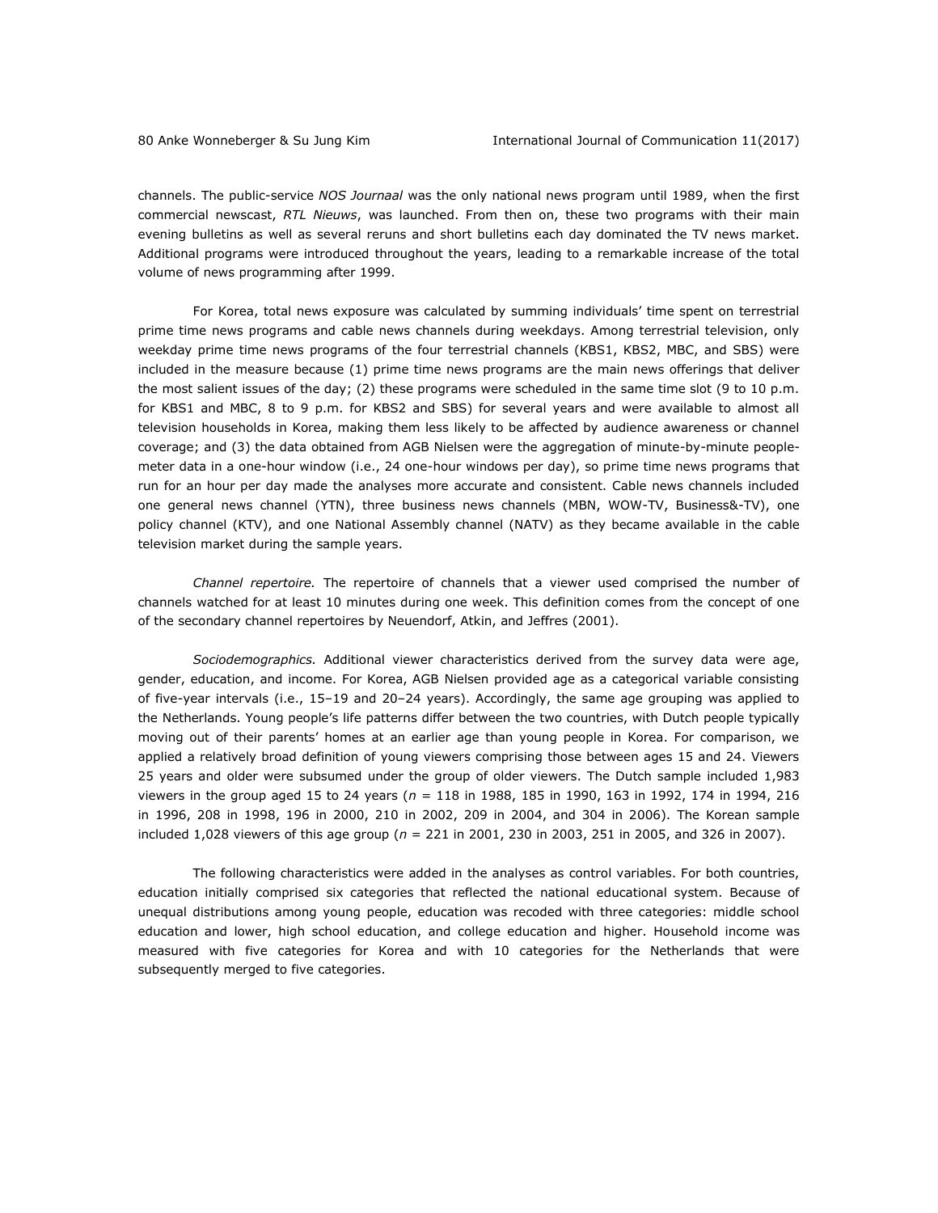channels. The public-service *NOS Journaal* was the only national news program until 1989, when the first commercial newscast, *RTL Nieuws*, was launched. From then on, these two programs with their main evening bulletins as well as several reruns and short bulletins each day dominated the TV news market. Additional programs were introduced throughout the years, leading to a remarkable increase of the total volume of news programming after 1999.

For Korea, total news exposure was calculated by summing individuals' time spent on terrestrial prime time news programs and cable news channels during weekdays. Among terrestrial television, only weekday prime time news programs of the four terrestrial channels (KBS1, KBS2, MBC, and SBS) were included in the measure because (1) prime time news programs are the main news offerings that deliver the most salient issues of the day; (2) these programs were scheduled in the same time slot (9 to 10 p.m. for KBS1 and MBC, 8 to 9 p.m. for KBS2 and SBS) for several years and were available to almost all television households in Korea, making them less likely to be affected by audience awareness or channel coverage; and (3) the data obtained from AGB Nielsen were the aggregation of minute-by-minute people-meter data in a one-hour window (i.e., 24 one-hour windows per day), so prime time news programs that run for an hour per day made the analyses more accurate and consistent. Cable news channels included one general news channel (YTN), three business news channels (MBN, WOW-TV, Business&-TV), one policy channel (KTV), and one National Assembly channel (NATV) as they became available in the cable television market during the sample years.

*Channel repertoire.* The repertoire of channels that a viewer used comprised the number of channels watched for at least 10 minutes during one week. This definition comes from the concept of one of the secondary channel repertoires by Neuendorf, Atkin, and Jeffres (2001).

*Sociodemographics.* Additional viewer characteristics derived from the survey data were age, gender, education, and income. For Korea, AGB Nielsen provided age as a categorical variable consisting of five-year intervals (i.e., 15–19 and 20–24 years). Accordingly, the same age grouping was applied to the Netherlands. Young people's life patterns differ between the two countries, with Dutch people typically moving out of their parents' homes at an earlier age than young people in Korea. For comparison, we applied a relatively broad definition of young viewers comprising those between ages 15 and 24. Viewers 25 years and older were subsumed under the group of older viewers. The Dutch sample included 1,983 viewers in the group aged 15 to 24 years ($n$ = 118 in 1988, 185 in 1990, 163 in 1992, 174 in 1994, 216 in 1996, 208 in 1998, 196 in 2000, 210 in 2002, 209 in 2004, and 304 in 2006). The Korean sample included 1,028 viewers of this age group ($n$ = 221 in 2001, 230 in 2003, 251 in 2005, and 326 in 2007).

The following characteristics were added in the analyses as control variables. For both countries, education initially comprised six categories that reflected the national educational system. Because of unequal distributions among young people, education was recoded with three categories: middle school education and lower, high school education, and college education and higher. Household income was measured with five categories for Korea and with 10 categories for the Netherlands that were subsequently merged to five categories.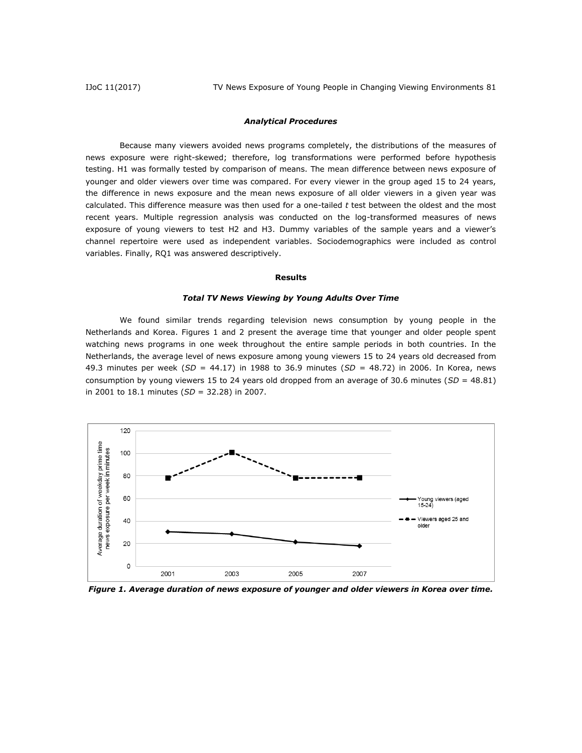### *Analytical Procedures*

Because many viewers avoided news programs completely, the distributions of the measures of news exposure were right-skewed; therefore, log transformations were performed before hypothesis testing. H1 was formally tested by comparison of means. The mean difference between news exposure of younger and older viewers over time was compared. For every viewer in the group aged 15 to 24 years, the difference in news exposure and the mean news exposure of all older viewers in a given year was calculated. This difference measure was then used for a one-tailed *t* test between the oldest and the most recent years. Multiple regression analysis was conducted on the log-transformed measures of news exposure of young viewers to test H2 and H3. Dummy variables of the sample years and a viewer's channel repertoire were used as independent variables. Sociodemographics were included as control variables. Finally, RQ1 was answered descriptively.

## Results

### *Total TV News Viewing by Young Adults Over Time*

We found similar trends regarding television news consumption by young people in the Netherlands and Korea. Figures 1 and 2 present the average time that younger and older people spent watching news programs in one week throughout the entire sample periods in both countries. In the Netherlands, the average level of news exposure among young viewers 15 to 24 years old decreased from 49.3 minutes per week (*SD* = 44.17) in 1988 to 36.9 minutes (*SD* = 48.72) in 2006. In Korea, news consumption by young viewers 15 to 24 years old dropped from an average of 30.6 minutes (*SD* = 48.81) in 2001 to 18.1 minutes (*SD* = 32.28) in 2007.

***Figure 1. Average duration of news exposure of younger and older viewers in Korea over time.***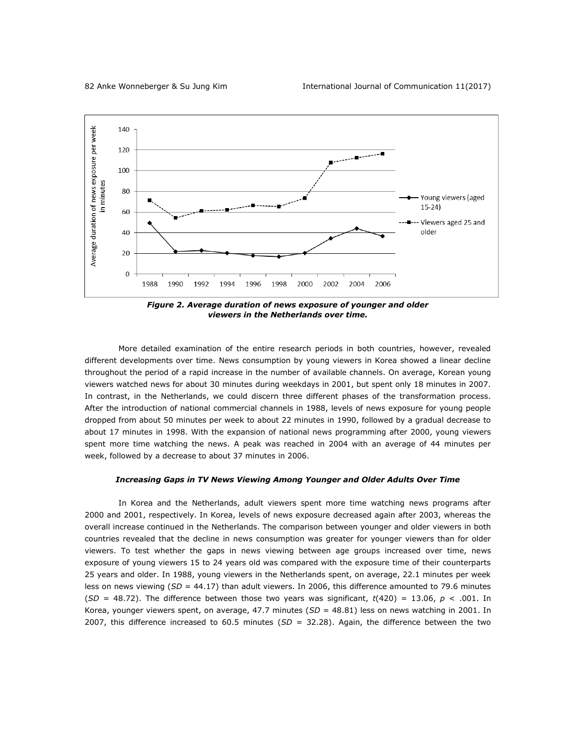*Figure 2. Average duration of news exposure of younger and older viewers in the Netherlands over time.*

More detailed examination of the entire research periods in both countries, however, revealed different developments over time. News consumption by young viewers in Korea showed a linear decline throughout the period of a rapid increase in the number of available channels. On average, Korean young viewers watched news for about 30 minutes during weekdays in 2001, but spent only 18 minutes in 2007. In contrast, in the Netherlands, we could discern three different phases of the transformation process. After the introduction of national commercial channels in 1988, levels of news exposure for young people dropped from about 50 minutes per week to about 22 minutes in 1990, followed by a gradual decrease to about 17 minutes in 1998. With the expansion of national news programming after 2000, young viewers spent more time watching the news. A peak was reached in 2004 with an average of 44 minutes per week, followed by a decrease to about 37 minutes in 2006.

### *Increasing Gaps in TV News Viewing Among Younger and Older Adults Over Time*

In Korea and the Netherlands, adult viewers spent more time watching news programs after 2000 and 2001, respectively. In Korea, levels of news exposure decreased again after 2003, whereas the overall increase continued in the Netherlands. The comparison between younger and older viewers in both countries revealed that the decline in news consumption was greater for younger viewers than for older viewers. To test whether the gaps in news viewing between age groups increased over time, news exposure of young viewers 15 to 24 years old was compared with the exposure time of their counterparts 25 years and older. In 1988, young viewers in the Netherlands spent, on average, 22.1 minutes per week less on news viewing ($SD$ = 44.17) than adult viewers. In 2006, this difference amounted to 79.6 minutes ($SD$ = 48.72). The difference between those two years was significant, $t(420) = 13.06$, $p < .001$. In Korea, younger viewers spent, on average, 47.7 minutes ($SD$ = 48.81) less on news watching in 2001. In 2007, this difference increased to 60.5 minutes ($SD$ = 32.28). Again, the difference between the two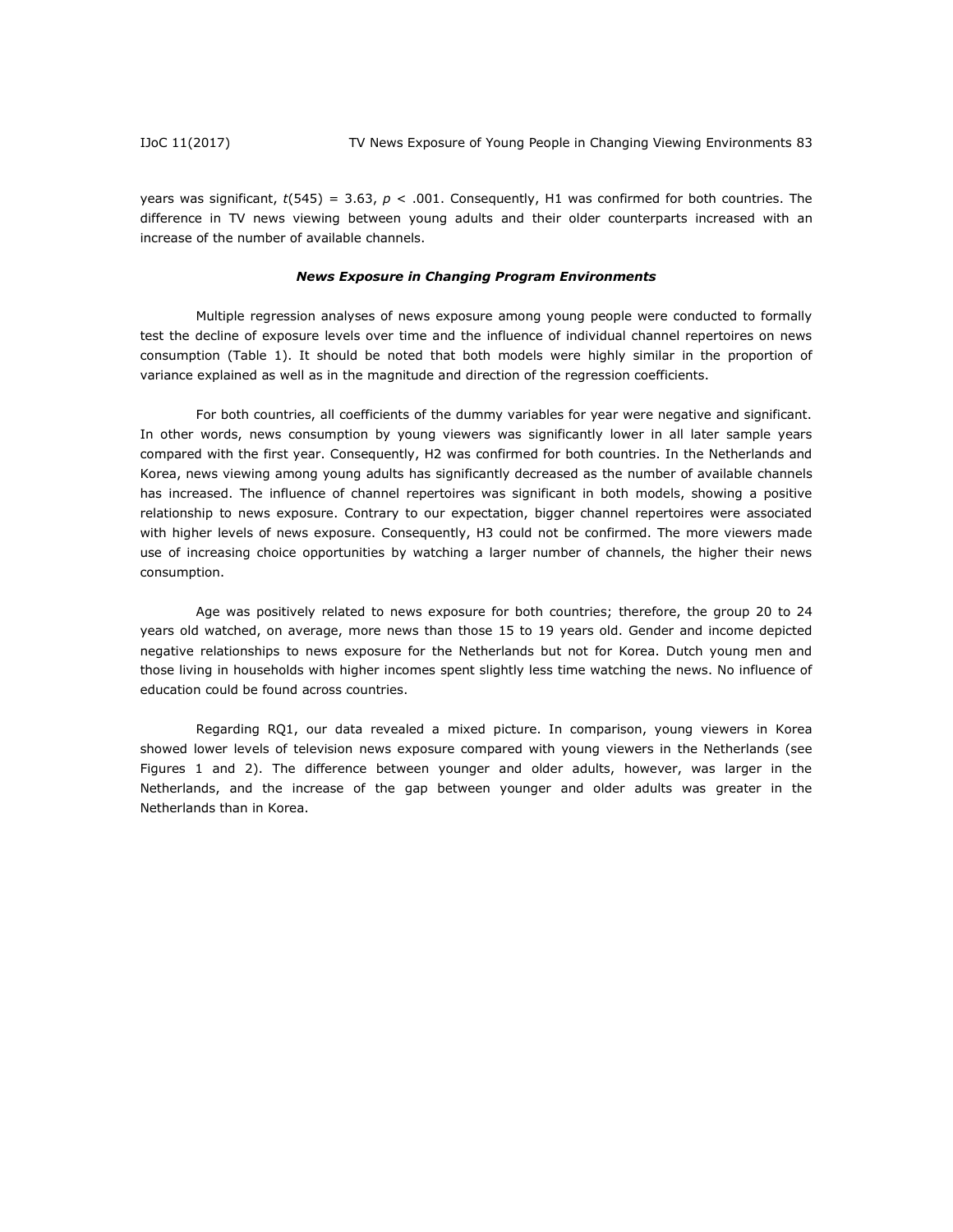years was significant, $t(545) = 3.63$, $p < .001$. Consequently, H1 was confirmed for both countries. The difference in TV news viewing between young adults and their older counterparts increased with an increase of the number of available channels.

### ***News Exposure in Changing Program Environments***

Multiple regression analyses of news exposure among young people were conducted to formally test the decline of exposure levels over time and the influence of individual channel repertoires on news consumption (Table 1). It should be noted that both models were highly similar in the proportion of variance explained as well as in the magnitude and direction of the regression coefficients.

For both countries, all coefficients of the dummy variables for year were negative and significant. In other words, news consumption by young viewers was significantly lower in all later sample years compared with the first year. Consequently, H2 was confirmed for both countries. In the Netherlands and Korea, news viewing among young adults has significantly decreased as the number of available channels has increased. The influence of channel repertoires was significant in both models, showing a positive relationship to news exposure. Contrary to our expectation, bigger channel repertoires were associated with higher levels of news exposure. Consequently, H3 could not be confirmed. The more viewers made use of increasing choice opportunities by watching a larger number of channels, the higher their news consumption.

Age was positively related to news exposure for both countries; therefore, the group 20 to 24 years old watched, on average, more news than those 15 to 19 years old. Gender and income depicted negative relationships to news exposure for the Netherlands but not for Korea. Dutch young men and those living in households with higher incomes spent slightly less time watching the news. No influence of education could be found across countries.

Regarding RQ1, our data revealed a mixed picture. In comparison, young viewers in Korea showed lower levels of television news exposure compared with young viewers in the Netherlands (see Figures 1 and 2). The difference between younger and older adults, however, was larger in the Netherlands, and the increase of the gap between younger and older adults was greater in the Netherlands than in Korea.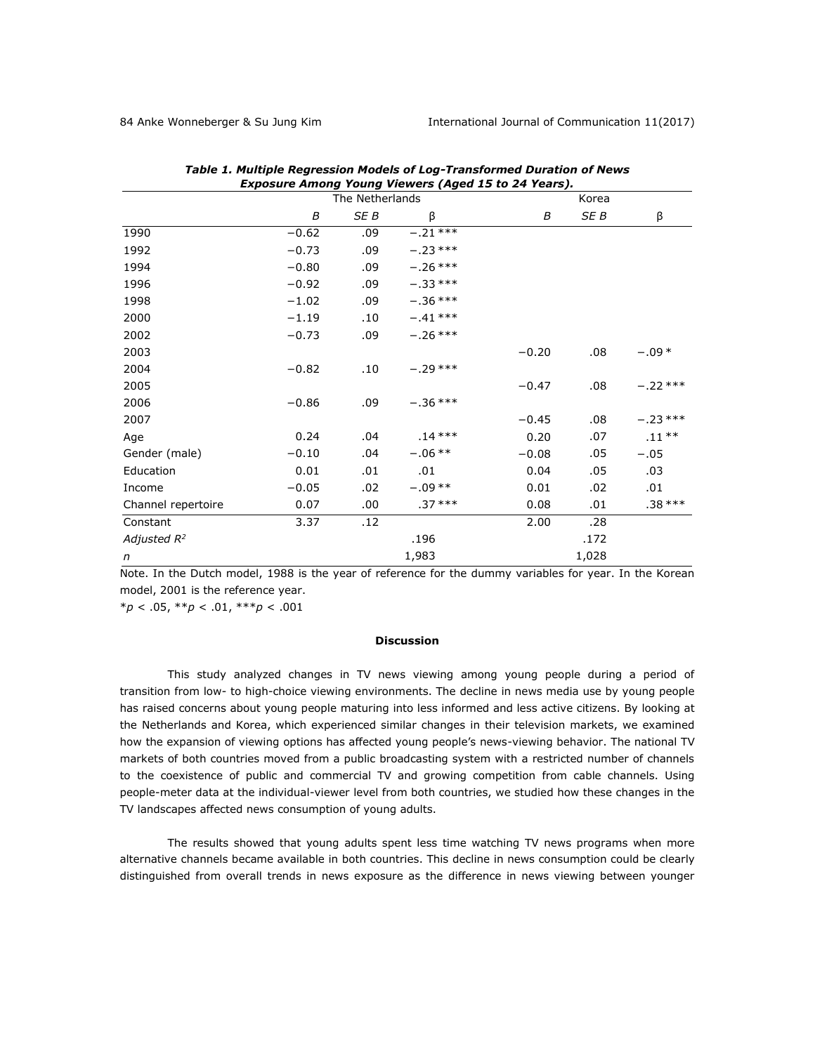***Table 1. Multiple Regression Models of Log-Transformed Duration of News Exposure Among Young Viewers (Aged 15 to 24 Years).***

| | The Netherlands | | | Korea | | |
|---|---|---|---|---|---|---|
| | *B* | *SE B* | β | *B* | *SE B* | β |
| 1990 | −0.62 | .09 | −.21 *** | | | |
| 1992 | −0.73 | .09 | −.23 *** | | | |
| 1994 | −0.80 | .09 | −.26 *** | | | |
| 1996 | −0.92 | .09 | −.33 *** | | | |
| 1998 | −1.02 | .09 | −.36 *** | | | |
| 2000 | −1.19 | .10 | −.41 *** | | | |
| 2002 | −0.73 | .09 | −.26 *** | | | |
| 2003 | | | | −0.20 | .08 | −.09 * |
| 2004 | −0.82 | .10 | −.29 *** | | | |
| 2005 | | | | −0.47 | .08 | −.22 *** |
| 2006 | −0.86 | .09 | −.36 *** | | | |
| 2007 | | | | −0.45 | .08 | −.23 *** |
| Age | 0.24 | .04 | .14 *** | 0.20 | .07 | .11 ** |
| Gender (male) | −0.10 | .04 | −.06 ** | −0.08 | .05 | −.05 |
| Education | 0.01 | .01 | .01 | 0.04 | .05 | .03 |
| Income | −0.05 | .02 | −.09 ** | 0.01 | .02 | .01 |
| Channel repertoire | 0.07 | .00 | .37 *** | 0.08 | .01 | .38 *** |
| Constant | 3.37 | .12 | | 2.00 | .28 | |
| *Adjusted* $R^2$ | | | .196 | | .172 | |
| *n* | | | 1,983 | | 1,028 | |

Note. In the Dutch model, 1988 is the year of reference for the dummy variables for year. In the Korean model, 2001 is the reference year.

*$p < .05$, **$p < .01$, ***$p < .001$

## Discussion

This study analyzed changes in TV news viewing among young people during a period of transition from low- to high-choice viewing environments. The decline in news media use by young people has raised concerns about young people maturing into less informed and less active citizens. By looking at the Netherlands and Korea, which experienced similar changes in their television markets, we examined how the expansion of viewing options has affected young people's news-viewing behavior. The national TV markets of both countries moved from a public broadcasting system with a restricted number of channels to the coexistence of public and commercial TV and growing competition from cable channels. Using people-meter data at the individual-viewer level from both countries, we studied how these changes in the TV landscapes affected news consumption of young adults.

The results showed that young adults spent less time watching TV news programs when more alternative channels became available in both countries. This decline in news consumption could be clearly distinguished from overall trends in news exposure as the difference in news viewing between younger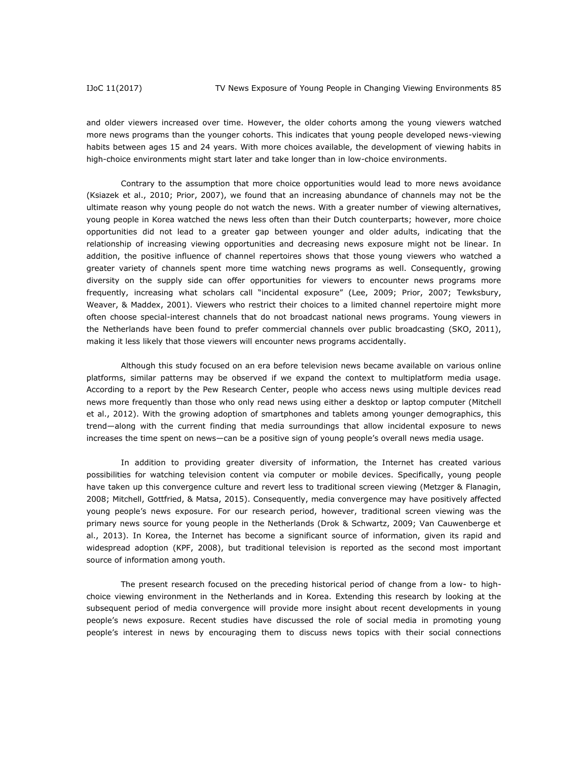and older viewers increased over time. However, the older cohorts among the young viewers watched more news programs than the younger cohorts. This indicates that young people developed news-viewing habits between ages 15 and 24 years. With more choices available, the development of viewing habits in high-choice environments might start later and take longer than in low-choice environments.

Contrary to the assumption that more choice opportunities would lead to more news avoidance (Ksiazek et al., 2010; Prior, 2007), we found that an increasing abundance of channels may not be the ultimate reason why young people do not watch the news. With a greater number of viewing alternatives, young people in Korea watched the news less often than their Dutch counterparts; however, more choice opportunities did not lead to a greater gap between younger and older adults, indicating that the relationship of increasing viewing opportunities and decreasing news exposure might not be linear. In addition, the positive influence of channel repertoires shows that those young viewers who watched a greater variety of channels spent more time watching news programs as well. Consequently, growing diversity on the supply side can offer opportunities for viewers to encounter news programs more frequently, increasing what scholars call "incidental exposure" (Lee, 2009; Prior, 2007; Tewksbury, Weaver, & Maddex, 2001). Viewers who restrict their choices to a limited channel repertoire might more often choose special-interest channels that do not broadcast national news programs. Young viewers in the Netherlands have been found to prefer commercial channels over public broadcasting (SKO, 2011), making it less likely that those viewers will encounter news programs accidentally.

Although this study focused on an era before television news became available on various online platforms, similar patterns may be observed if we expand the context to multiplatform media usage. According to a report by the Pew Research Center, people who access news using multiple devices read news more frequently than those who only read news using either a desktop or laptop computer (Mitchell et al., 2012). With the growing adoption of smartphones and tablets among younger demographics, this trend—along with the current finding that media surroundings that allow incidental exposure to news increases the time spent on news—can be a positive sign of young people's overall news media usage.

In addition to providing greater diversity of information, the Internet has created various possibilities for watching television content via computer or mobile devices. Specifically, young people have taken up this convergence culture and revert less to traditional screen viewing (Metzger & Flanagin, 2008; Mitchell, Gottfried, & Matsa, 2015). Consequently, media convergence may have positively affected young people's news exposure. For our research period, however, traditional screen viewing was the primary news source for young people in the Netherlands (Drok & Schwartz, 2009; Van Cauwenberge et al., 2013). In Korea, the Internet has become a significant source of information, given its rapid and widespread adoption (KPF, 2008), but traditional television is reported as the second most important source of information among youth.

The present research focused on the preceding historical period of change from a low- to high-choice viewing environment in the Netherlands and in Korea. Extending this research by looking at the subsequent period of media convergence will provide more insight about recent developments in young people's news exposure. Recent studies have discussed the role of social media in promoting young people's interest in news by encouraging them to discuss news topics with their social connections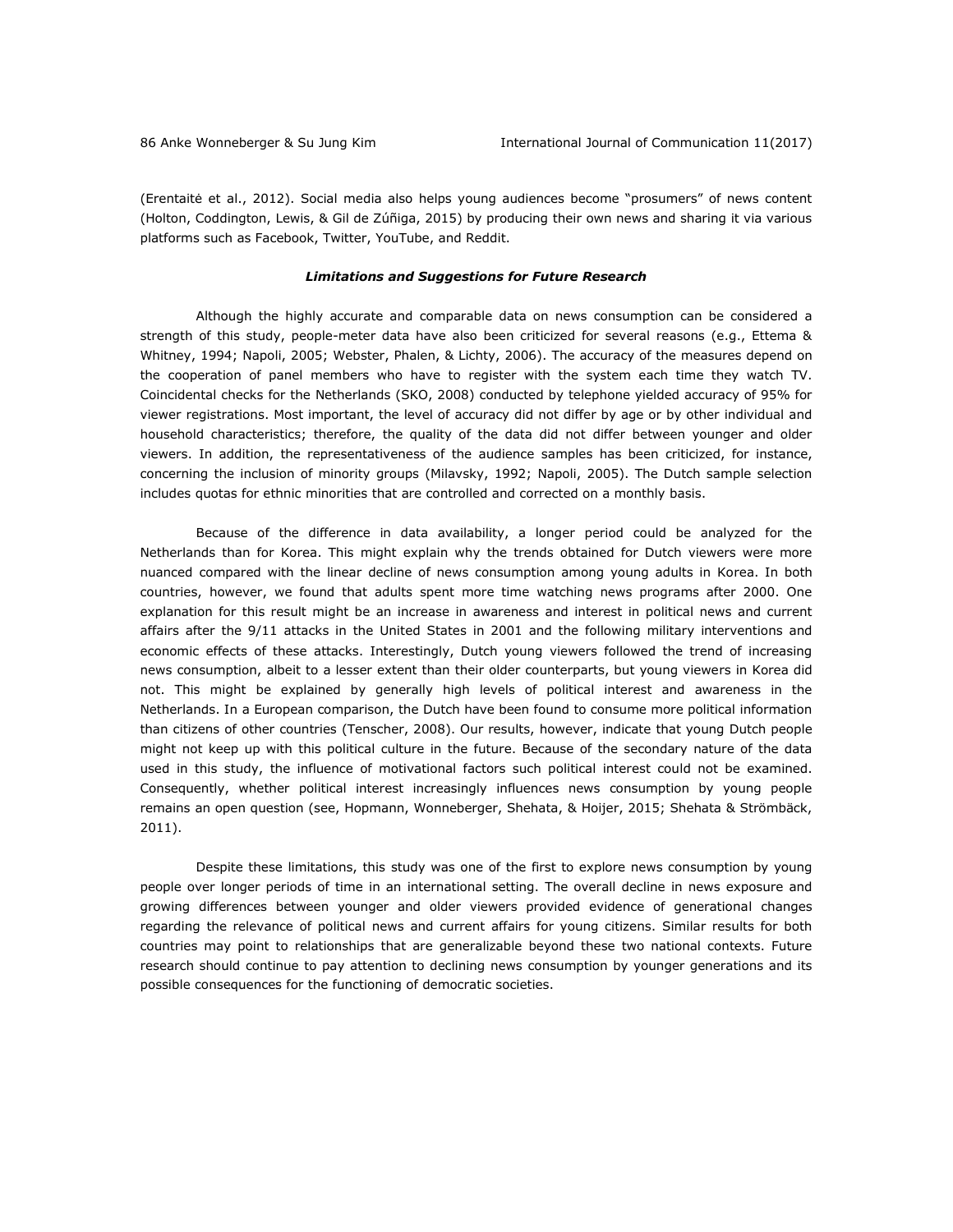(Erentaitė et al., 2012). Social media also helps young audiences become "prosumers" of news content (Holton, Coddington, Lewis, & Gil de Zúñiga, 2015) by producing their own news and sharing it via various platforms such as Facebook, Twitter, YouTube, and Reddit.

### *Limitations and Suggestions for Future Research*

Although the highly accurate and comparable data on news consumption can be considered a strength of this study, people-meter data have also been criticized for several reasons (e.g., Ettema & Whitney, 1994; Napoli, 2005; Webster, Phalen, & Lichty, 2006). The accuracy of the measures depend on the cooperation of panel members who have to register with the system each time they watch TV. Coincidental checks for the Netherlands (SKO, 2008) conducted by telephone yielded accuracy of 95% for viewer registrations. Most important, the level of accuracy did not differ by age or by other individual and household characteristics; therefore, the quality of the data did not differ between younger and older viewers. In addition, the representativeness of the audience samples has been criticized, for instance, concerning the inclusion of minority groups (Milavsky, 1992; Napoli, 2005). The Dutch sample selection includes quotas for ethnic minorities that are controlled and corrected on a monthly basis.

Because of the difference in data availability, a longer period could be analyzed for the Netherlands than for Korea. This might explain why the trends obtained for Dutch viewers were more nuanced compared with the linear decline of news consumption among young adults in Korea. In both countries, however, we found that adults spent more time watching news programs after 2000. One explanation for this result might be an increase in awareness and interest in political news and current affairs after the 9/11 attacks in the United States in 2001 and the following military interventions and economic effects of these attacks. Interestingly, Dutch young viewers followed the trend of increasing news consumption, albeit to a lesser extent than their older counterparts, but young viewers in Korea did not. This might be explained by generally high levels of political interest and awareness in the Netherlands. In a European comparison, the Dutch have been found to consume more political information than citizens of other countries (Tenscher, 2008). Our results, however, indicate that young Dutch people might not keep up with this political culture in the future. Because of the secondary nature of the data used in this study, the influence of motivational factors such political interest could not be examined. Consequently, whether political interest increasingly influences news consumption by young people remains an open question (see, Hopmann, Wonneberger, Shehata, & Hoijer, 2015; Shehata & Strömbäck, 2011).

Despite these limitations, this study was one of the first to explore news consumption by young people over longer periods of time in an international setting. The overall decline in news exposure and growing differences between younger and older viewers provided evidence of generational changes regarding the relevance of political news and current affairs for young citizens. Similar results for both countries may point to relationships that are generalizable beyond these two national contexts. Future research should continue to pay attention to declining news consumption by younger generations and its possible consequences for the functioning of democratic societies.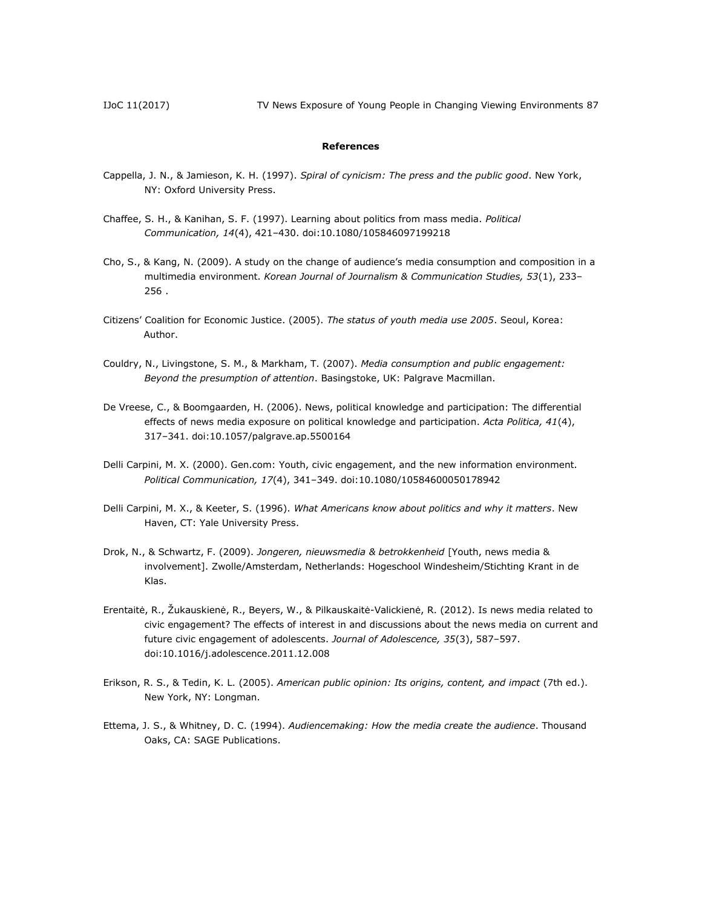## References

Cappella, J. N., & Jamieson, K. H. (1997). *Spiral of cynicism: The press and the public good*. New York, NY: Oxford University Press.

Chaffee, S. H., & Kanihan, S. F. (1997). Learning about politics from mass media. *Political Communication, 14*(4), 421–430. doi:10.1080/105846097199218

Cho, S., & Kang, N. (2009). A study on the change of audience's media consumption and composition in a multimedia environment. *Korean Journal of Journalism & Communication Studies, 53*(1), 233–256 .

Citizens' Coalition for Economic Justice. (2005). *The status of youth media use 2005*. Seoul, Korea: Author.

Couldry, N., Livingstone, S. M., & Markham, T. (2007). *Media consumption and public engagement: Beyond the presumption of attention*. Basingstoke, UK: Palgrave Macmillan.

De Vreese, C., & Boomgaarden, H. (2006). News, political knowledge and participation: The differential effects of news media exposure on political knowledge and participation. *Acta Politica, 41*(4), 317–341. doi:10.1057/palgrave.ap.5500164

Delli Carpini, M. X. (2000). Gen.com: Youth, civic engagement, and the new information environment. *Political Communication, 17*(4), 341–349. doi:10.1080/10584600050178942

Delli Carpini, M. X., & Keeter, S. (1996). *What Americans know about politics and why it matters*. New Haven, CT: Yale University Press.

Drok, N., & Schwartz, F. (2009). *Jongeren, nieuwsmedia & betrokkenheid* [Youth, news media & involvement]. Zwolle/Amsterdam, Netherlands: Hogeschool Windesheim/Stichting Krant in de Klas.

Erentaitė, R., Žukauskienė, R., Beyers, W., & Pilkauskaitė-Valickienė, R. (2012). Is news media related to civic engagement? The effects of interest in and discussions about the news media on current and future civic engagement of adolescents. *Journal of Adolescence, 35*(3), 587–597. doi:10.1016/j.adolescence.2011.12.008

Erikson, R. S., & Tedin, K. L. (2005). *American public opinion: Its origins, content, and impact* (7th ed.). New York, NY: Longman.

Ettema, J. S., & Whitney, D. C. (1994). *Audiencemaking: How the media create the audience*. Thousand Oaks, CA: SAGE Publications.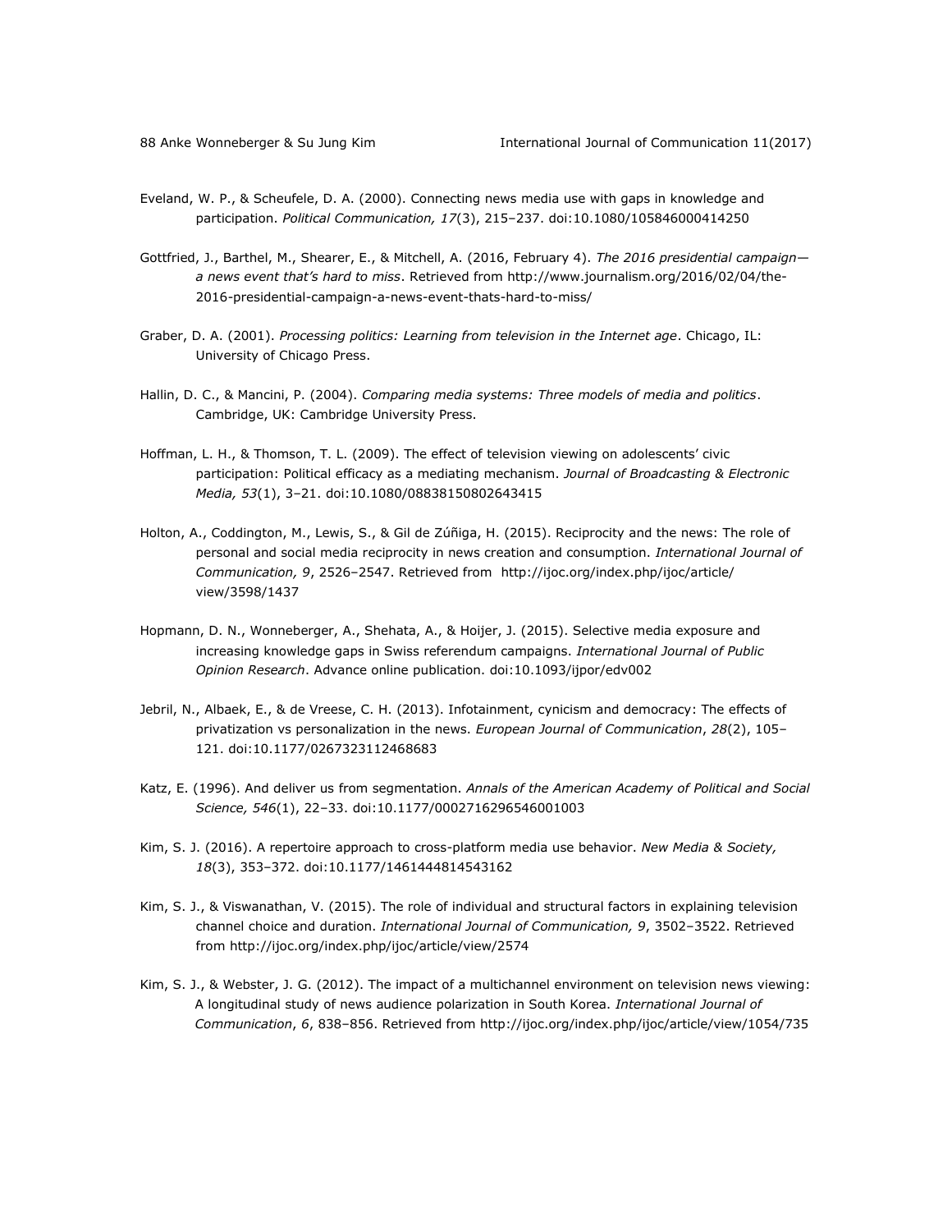Eveland, W. P., & Scheufele, D. A. (2000). Connecting news media use with gaps in knowledge and participation. *Political Communication, 17*(3), 215–237. doi:10.1080/105846000414250

Gottfried, J., Barthel, M., Shearer, E., & Mitchell, A. (2016, February 4). *The 2016 presidential campaign—a news event that's hard to miss*. Retrieved from http://www.journalism.org/2016/02/04/the-2016-presidential-campaign-a-news-event-thats-hard-to-miss/

Graber, D. A. (2001). *Processing politics: Learning from television in the Internet age*. Chicago, IL: University of Chicago Press.

Hallin, D. C., & Mancini, P. (2004). *Comparing media systems: Three models of media and politics*. Cambridge, UK: Cambridge University Press.

Hoffman, L. H., & Thomson, T. L. (2009). The effect of television viewing on adolescents' civic participation: Political efficacy as a mediating mechanism. *Journal of Broadcasting & Electronic Media, 53*(1), 3–21. doi:10.1080/08838150802643415

Holton, A., Coddington, M., Lewis, S., & Gil de Zúñiga, H. (2015). Reciprocity and the news: The role of personal and social media reciprocity in news creation and consumption. *International Journal of Communication, 9*, 2526–2547. Retrieved from http://ijoc.org/index.php/ijoc/article/view/3598/1437

Hopmann, D. N., Wonneberger, A., Shehata, A., & Hoijer, J. (2015). Selective media exposure and increasing knowledge gaps in Swiss referendum campaigns. *International Journal of Public Opinion Research*. Advance online publication. doi:10.1093/ijpor/edv002

Jebril, N., Albaek, E., & de Vreese, C. H. (2013). Infotainment, cynicism and democracy: The effects of privatization vs personalization in the news. *European Journal of Communication*, *28*(2), 105–121. doi:10.1177/0267323112468683

Katz, E. (1996). And deliver us from segmentation. *Annals of the American Academy of Political and Social Science, 546*(1), 22–33. doi:10.1177/0002716296546001003

Kim, S. J. (2016). A repertoire approach to cross-platform media use behavior. *New Media & Society, 18*(3), 353–372. doi:10.1177/1461444814543162

Kim, S. J., & Viswanathan, V. (2015). The role of individual and structural factors in explaining television channel choice and duration. *International Journal of Communication, 9*, 3502–3522. Retrieved from http://ijoc.org/index.php/ijoc/article/view/2574

Kim, S. J., & Webster, J. G. (2012). The impact of a multichannel environment on television news viewing: A longitudinal study of news audience polarization in South Korea. *International Journal of Communication*, *6*, 838–856. Retrieved from http://ijoc.org/index.php/ijoc/article/view/1054/735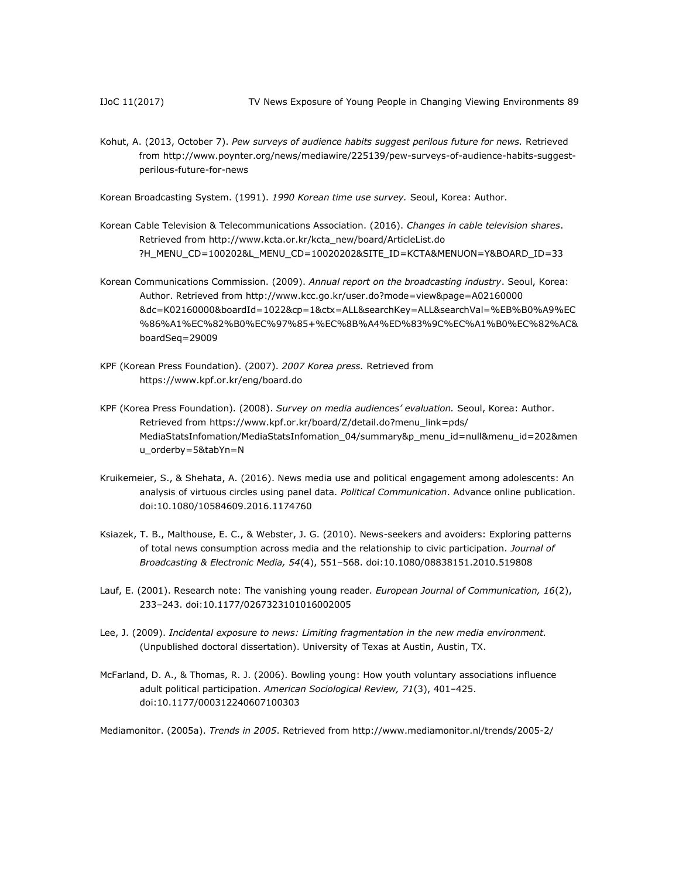Kohut, A. (2013, October 7). *Pew surveys of audience habits suggest perilous future for news.* Retrieved from http://www.poynter.org/news/mediawire/225139/pew-surveys-of-audience-habits-suggest-perilous-future-for-news

Korean Broadcasting System. (1991). *1990 Korean time use survey.* Seoul, Korea: Author.

Korean Cable Television & Telecommunications Association. (2016). *Changes in cable television shares*. Retrieved from http://www.kcta.or.kr/kcta_new/board/ArticleList.do?H_MENU_CD=100202&L_MENU_CD=10020202&SITE_ID=KCTA&MENUON=Y&BOARD_ID=33

Korean Communications Commission. (2009). *Annual report on the broadcasting industry*. Seoul, Korea: Author. Retrieved from http://www.kcc.go.kr/user.do?mode=view&page=A02160000&dc=K02160000&boardId=1022&cp=1&ctx=ALL&searchKey=ALL&searchVal=%EB%B0%A9%EC%86%A1%EC%82%B0%EC%97%85+%EC%8B%A4%ED%83%9C%EC%A1%B0%EC%82%AC&boardSeq=29009

KPF (Korean Press Foundation). (2007). *2007 Korea press.* Retrieved from https://www.kpf.or.kr/eng/board.do

KPF (Korea Press Foundation). (2008). *Survey on media audiences' evaluation.* Seoul, Korea: Author. Retrieved from https://www.kpf.or.kr/board/Z/detail.do?menu_link=pds/MediaStatsInfomation/MediaStatsInfomation_04/summary&p_menu_id=null&menu_id=202&menu_orderby=5&tabYn=N

Kruikemeier, S., & Shehata, A. (2016). News media use and political engagement among adolescents: An analysis of virtuous circles using panel data. *Political Communication*. Advance online publication. doi:10.1080/10584609.2016.1174760

Ksiazek, T. B., Malthouse, E. C., & Webster, J. G. (2010). News-seekers and avoiders: Exploring patterns of total news consumption across media and the relationship to civic participation. *Journal of Broadcasting & Electronic Media, 54*(4), 551–568. doi:10.1080/08838151.2010.519808

Lauf, E. (2001). Research note: The vanishing young reader. *European Journal of Communication, 16*(2), 233–243. doi:10.1177/0267323101016002005

Lee, J. (2009). *Incidental exposure to news: Limiting fragmentation in the new media environment.* (Unpublished doctoral dissertation). University of Texas at Austin, Austin, TX.

McFarland, D. A., & Thomas, R. J. (2006). Bowling young: How youth voluntary associations influence adult political participation. *American Sociological Review, 71*(3), 401–425. doi:10.1177/000312240607100303

Mediamonitor. (2005a). *Trends in 2005*. Retrieved from http://www.mediamonitor.nl/trends/2005-2/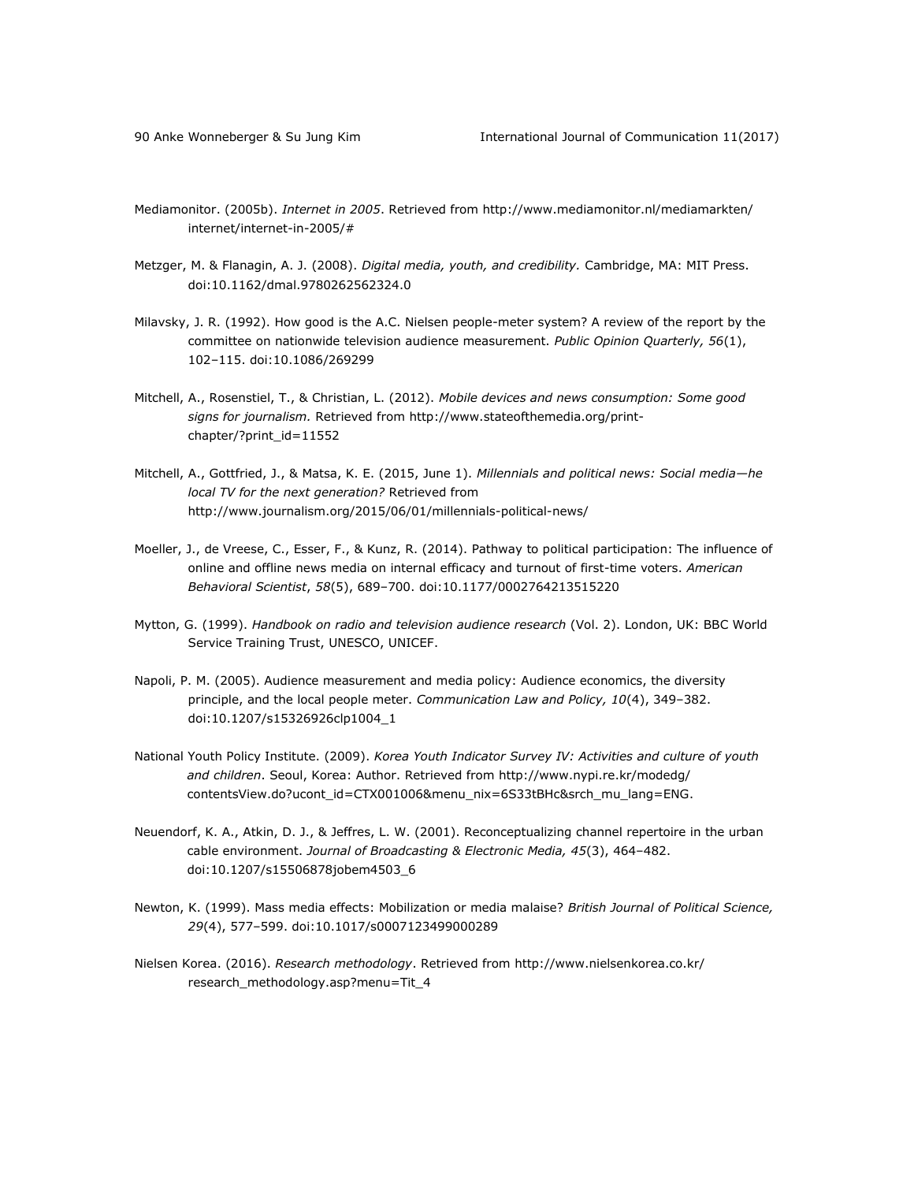Mediamonitor. (2005b). *Internet in 2005*. Retrieved from http://www.mediamonitor.nl/mediamarkten/internet/internet-in-2005/#

Metzger, M. & Flanagin, A. J. (2008). *Digital media, youth, and credibility.* Cambridge, MA: MIT Press. doi:10.1162/dmal.9780262562324.0

Milavsky, J. R. (1992). How good is the A.C. Nielsen people-meter system? A review of the report by the committee on nationwide television audience measurement. *Public Opinion Quarterly, 56*(1), 102–115. doi:10.1086/269299

Mitchell, A., Rosenstiel, T., & Christian, L. (2012). *Mobile devices and news consumption: Some good signs for journalism.* Retrieved from http://www.stateofthemedia.org/print-chapter/?print_id=11552

Mitchell, A., Gottfried, J., & Matsa, K. E. (2015, June 1). *Millennials and political news: Social media—he local TV for the next generation?* Retrieved from http://www.journalism.org/2015/06/01/millennials-political-news/

Moeller, J., de Vreese, C., Esser, F., & Kunz, R. (2014). Pathway to political participation: The influence of online and offline news media on internal efficacy and turnout of first-time voters. *American Behavioral Scientist*, *58*(5), 689–700. doi:10.1177/0002764213515220

Mytton, G. (1999). *Handbook on radio and television audience research* (Vol. 2). London, UK: BBC World Service Training Trust, UNESCO, UNICEF.

Napoli, P. M. (2005). Audience measurement and media policy: Audience economics, the diversity principle, and the local people meter. *Communication Law and Policy, 10*(4), 349–382. doi:10.1207/s15326926clp1004_1

National Youth Policy Institute. (2009). *Korea Youth Indicator Survey IV: Activities and culture of youth and children*. Seoul, Korea: Author. Retrieved from http://www.nypi.re.kr/modedg/contentsView.do?ucont_id=CTX001006&menu_nix=6S33tBHc&srch_mu_lang=ENG.

Neuendorf, K. A., Atkin, D. J., & Jeffres, L. W. (2001). Reconceptualizing channel repertoire in the urban cable environment. *Journal of Broadcasting & Electronic Media, 45*(3), 464–482. doi:10.1207/s15506878jobem4503_6

Newton, K. (1999). Mass media effects: Mobilization or media malaise? *British Journal of Political Science, 29*(4), 577–599. doi:10.1017/s0007123499000289

Nielsen Korea. (2016). *Research methodology*. Retrieved from http://www.nielsenkorea.co.kr/research_methodology.asp?menu=Tit_4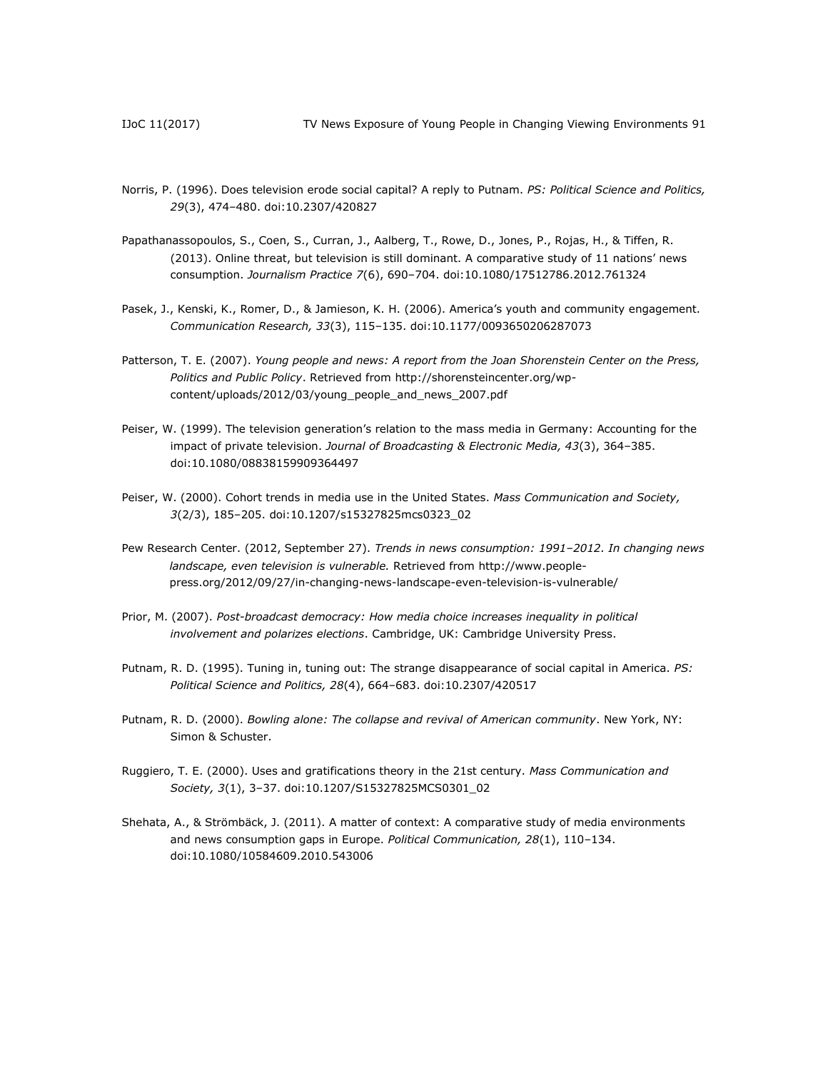Norris, P. (1996). Does television erode social capital? A reply to Putnam. *PS: Political Science and Politics, 29*(3), 474–480. doi:10.2307/420827

Papathanassopoulos, S., Coen, S., Curran, J., Aalberg, T., Rowe, D., Jones, P., Rojas, H., & Tiffen, R. (2013). Online threat, but television is still dominant. A comparative study of 11 nations' news consumption. *Journalism Practice 7*(6), 690–704. doi:10.1080/17512786.2012.761324

Pasek, J., Kenski, K., Romer, D., & Jamieson, K. H. (2006). America's youth and community engagement. *Communication Research, 33*(3), 115–135. doi:10.1177/0093650206287073

Patterson, T. E. (2007). *Young people and news: A report from the Joan Shorenstein Center on the Press, Politics and Public Policy*. Retrieved from http://shorensteincenter.org/wp-content/uploads/2012/03/young_people_and_news_2007.pdf

Peiser, W. (1999). The television generation's relation to the mass media in Germany: Accounting for the impact of private television. *Journal of Broadcasting & Electronic Media, 43*(3), 364–385. doi:10.1080/08838159909364497

Peiser, W. (2000). Cohort trends in media use in the United States. *Mass Communication and Society, 3*(2/3), 185–205. doi:10.1207/s15327825mcs0323_02

Pew Research Center. (2012, September 27). *Trends in news consumption: 1991–2012. In changing news landscape, even television is vulnerable.* Retrieved from http://www.people-press.org/2012/09/27/in-changing-news-landscape-even-television-is-vulnerable/

Prior, M. (2007). *Post-broadcast democracy: How media choice increases inequality in political involvement and polarizes elections*. Cambridge, UK: Cambridge University Press.

Putnam, R. D. (1995). Tuning in, tuning out: The strange disappearance of social capital in America. *PS: Political Science and Politics, 28*(4), 664–683. doi:10.2307/420517

Putnam, R. D. (2000). *Bowling alone: The collapse and revival of American community*. New York, NY: Simon & Schuster.

Ruggiero, T. E. (2000). Uses and gratifications theory in the 21st century. *Mass Communication and Society, 3*(1), 3–37. doi:10.1207/S15327825MCS0301_02

Shehata, A., & Strömbäck, J. (2011). A matter of context: A comparative study of media environments and news consumption gaps in Europe. *Political Communication, 28*(1), 110–134. doi:10.1080/10584609.2010.543006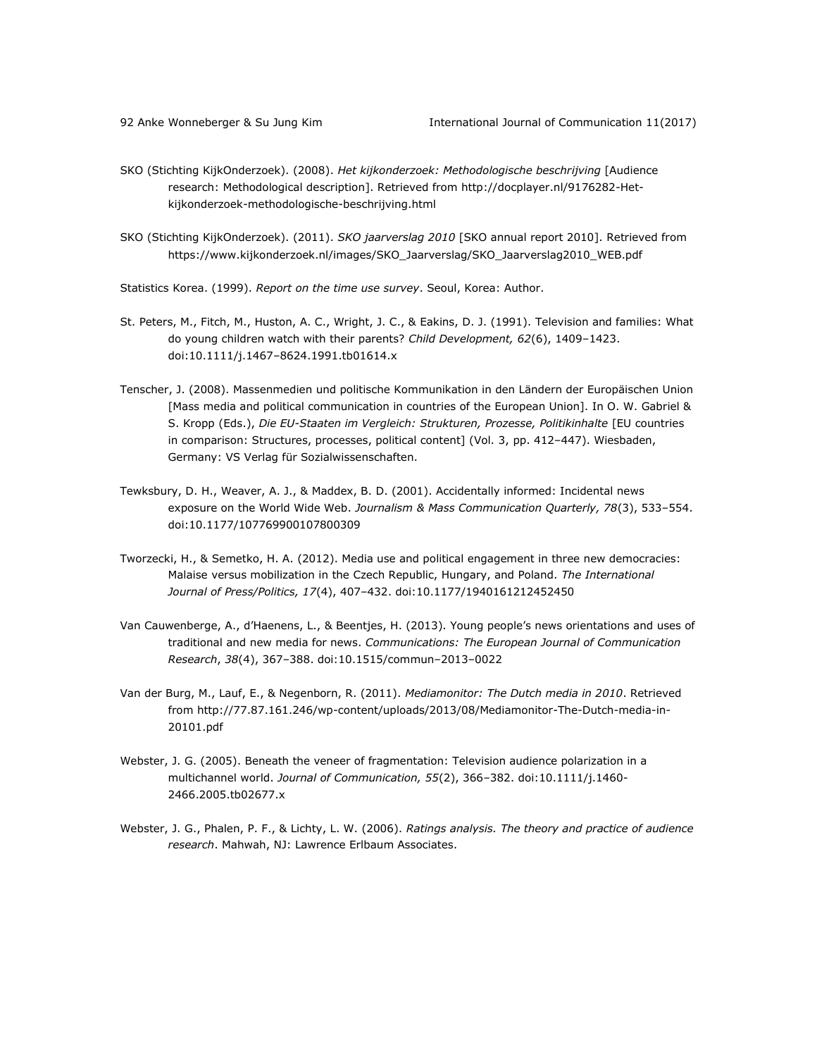SKO (Stichting KijkOnderzoek). (2008). *Het kijkonderzoek: Methodologische beschrijving* [Audience research: Methodological description]. Retrieved from http://docplayer.nl/9176282-Het-kijkonderzoek-methodologische-beschrijving.html

SKO (Stichting KijkOnderzoek). (2011). *SKO jaarverslag 2010* [SKO annual report 2010]. Retrieved from https://www.kijkonderzoek.nl/images/SKO_Jaarverslag/SKO_Jaarverslag2010_WEB.pdf

Statistics Korea. (1999). *Report on the time use survey*. Seoul, Korea: Author.

St. Peters, M., Fitch, M., Huston, A. C., Wright, J. C., & Eakins, D. J. (1991). Television and families: What do young children watch with their parents? *Child Development, 62*(6), 1409–1423. doi:10.1111/j.1467–8624.1991.tb01614.x

Tenscher, J. (2008). Massenmedien und politische Kommunikation in den Ländern der Europäischen Union [Mass media and political communication in countries of the European Union]. In O. W. Gabriel & S. Kropp (Eds.), *Die EU-Staaten im Vergleich: Strukturen, Prozesse, Politikinhalte* [EU countries in comparison: Structures, processes, political content] (Vol. 3, pp. 412–447). Wiesbaden, Germany: VS Verlag für Sozialwissenschaften.

Tewksbury, D. H., Weaver, A. J., & Maddex, B. D. (2001). Accidentally informed: Incidental news exposure on the World Wide Web. *Journalism & Mass Communication Quarterly, 78*(3), 533–554. doi:10.1177/107769900107800309

Tworzecki, H., & Semetko, H. A. (2012). Media use and political engagement in three new democracies: Malaise versus mobilization in the Czech Republic, Hungary, and Poland. *The International Journal of Press/Politics, 17*(4), 407–432. doi:10.1177/1940161212452450

Van Cauwenberge, A., d'Haenens, L., & Beentjes, H. (2013). Young people's news orientations and uses of traditional and new media for news. *Communications: The European Journal of Communication Research*, *38*(4), 367–388. doi:10.1515/commun–2013–0022

Van der Burg, M., Lauf, E., & Negenborn, R. (2011). *Mediamonitor: The Dutch media in 2010*. Retrieved from http://77.87.161.246/wp-content/uploads/2013/08/Mediamonitor-The-Dutch-media-in-20101.pdf

Webster, J. G. (2005). Beneath the veneer of fragmentation: Television audience polarization in a multichannel world. *Journal of Communication, 55*(2), 366–382. doi:10.1111/j.1460-2466.2005.tb02677.x

Webster, J. G., Phalen, P. F., & Lichty, L. W. (2006). *Ratings analysis. The theory and practice of audience research*. Mahwah, NJ: Lawrence Erlbaum Associates.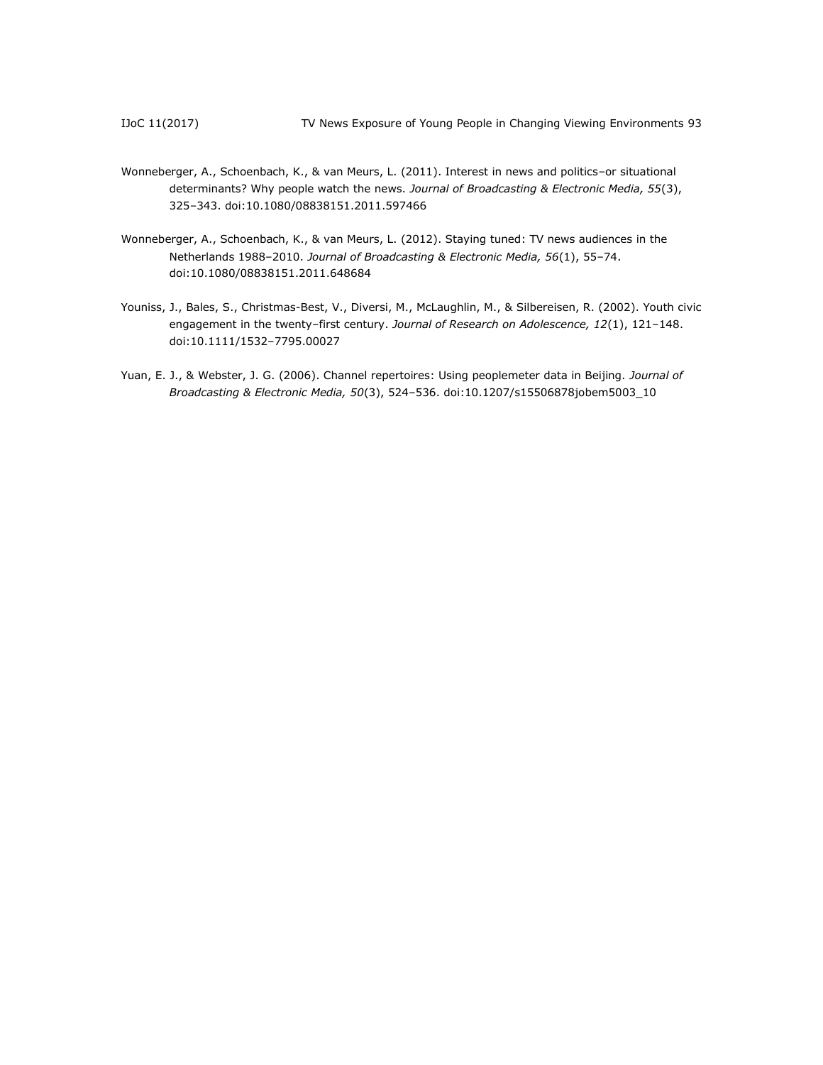Wonneberger, A., Schoenbach, K., & van Meurs, L. (2011). Interest in news and politics–or situational determinants? Why people watch the news. *Journal of Broadcasting & Electronic Media, 55*(3), 325–343. doi:10.1080/08838151.2011.597466

Wonneberger, A., Schoenbach, K., & van Meurs, L. (2012). Staying tuned: TV news audiences in the Netherlands 1988–2010. *Journal of Broadcasting & Electronic Media, 56*(1), 55–74. doi:10.1080/08838151.2011.648684

Youniss, J., Bales, S., Christmas-Best, V., Diversi, M., McLaughlin, M., & Silbereisen, R. (2002). Youth civic engagement in the twenty–first century. *Journal of Research on Adolescence, 12*(1), 121–148. doi:10.1111/1532–7795.00027

Yuan, E. J., & Webster, J. G. (2006). Channel repertoires: Using peoplemeter data in Beijing. *Journal of Broadcasting & Electronic Media, 50*(3), 524–536. doi:10.1207/s15506878jobem5003_10